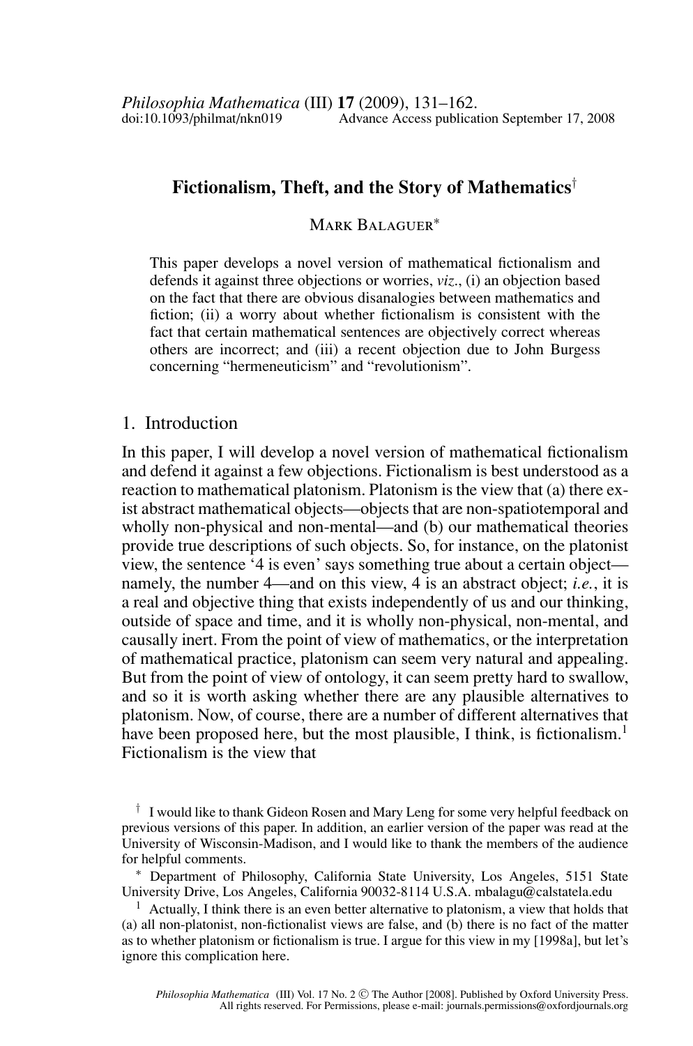# Fictionalism, Theft, and the Story of Mathematics[†]

Mark Balaguer[*]

This paper develops a novel version of mathematical fictionalism and defends it against three objections or worries, *viz.*, (i) an objection based on the fact that there are obvious disanalogies between mathematics and fiction; (ii) a worry about whether fictionalism is consistent with the fact that certain mathematical sentences are objectively correct whereas others are incorrect; and (iii) a recent objection due to John Burgess concerning "hermeneuticism" and "revolutionism".

## 1. Introduction

In this paper, I will develop a novel version of mathematical fictionalism and defend it against a few objections. Fictionalism is best understood as a reaction to mathematical platonism. Platonism is the view that (a) there exist abstract mathematical objects—objects that are non-spatiotemporal and wholly non-physical and non-mental—and (b) our mathematical theories provide true descriptions of such objects. So, for instance, on the platonist view, the sentence '4 is even' says something true about a certain object—namely, the number 4—and on this view, 4 is an abstract object; *i.e.*, it is a real and objective thing that exists independently of us and our thinking, outside of space and time, and it is wholly non-physical, non-mental, and causally inert. From the point of view of mathematics, or the interpretation of mathematical practice, platonism can seem very natural and appealing. But from the point of view of ontology, it can seem pretty hard to swallow, and so it is worth asking whether there are any plausible alternatives to platonism. Now, of course, there are a number of different alternatives that have been proposed here, but the most plausible, I think, is fictionalism.[1] Fictionalism is the view that

[†] I would like to thank Gideon Rosen and Mary Leng for some very helpful feedback on previous versions of this paper. In addition, an earlier version of the paper was read at the University of Wisconsin-Madison, and I would like to thank the members of the audience for helpful comments.

[*] Department of Philosophy, California State University, Los Angeles, 5151 State University Drive, Los Angeles, California 90032-8114 U.S.A. mbalagu@calstatela.edu

[1] Actually, I think there is an even better alternative to platonism, a view that holds that (a) all non-platonist, non-fictionalist views are false, and (b) there is no fact of the matter as to whether platonism or fictionalism is true. I argue for this view in my [1998a], but let's ignore this complication here.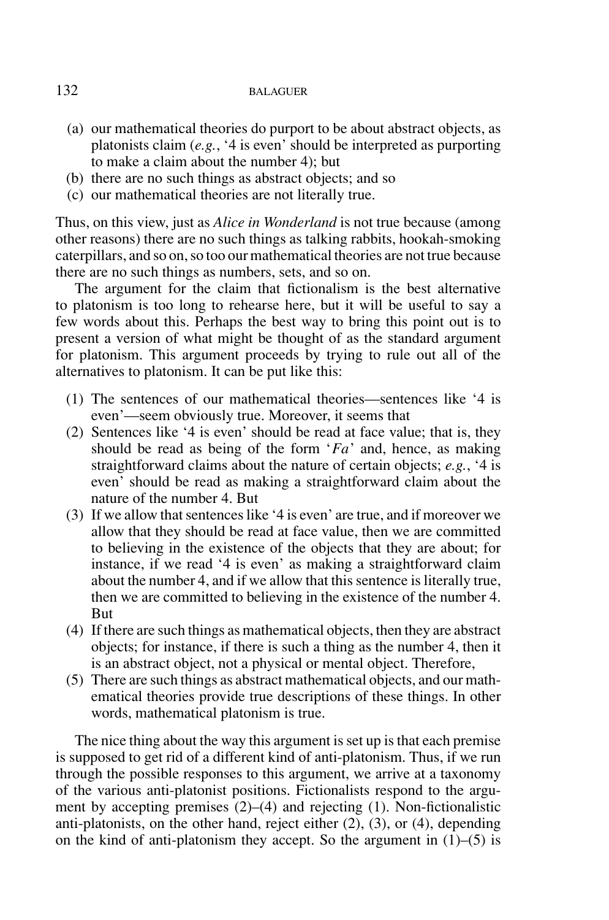(a) our mathematical theories do purport to be about abstract objects, as platonists claim (*e.g.*, '4 is even' should be interpreted as purporting to make a claim about the number 4); but
(b) there are no such things as abstract objects; and so
(c) our mathematical theories are not literally true.

Thus, on this view, just as *Alice in Wonderland* is not true because (among other reasons) there are no such things as talking rabbits, hookah-smoking caterpillars, and so on, so too our mathematical theories are not true because there are no such things as numbers, sets, and so on.

The argument for the claim that fictionalism is the best alternative to platonism is too long to rehearse here, but it will be useful to say a few words about this. Perhaps the best way to bring this point out is to present a version of what might be thought of as the standard argument for platonism. This argument proceeds by trying to rule out all of the alternatives to platonism. It can be put like this:

(1) The sentences of our mathematical theories—sentences like '4 is even'—seem obviously true. Moreover, it seems that
(2) Sentences like '4 is even' should be read at face value; that is, they should be read as being of the form '*Fa*' and, hence, as making straightforward claims about the nature of certain objects; *e.g.*, '4 is even' should be read as making a straightforward claim about the nature of the number 4. But
(3) If we allow that sentences like '4 is even' are true, and if moreover we allow that they should be read at face value, then we are committed to believing in the existence of the objects that they are about; for instance, if we read '4 is even' as making a straightforward claim about the number 4, and if we allow that this sentence is literally true, then we are committed to believing in the existence of the number 4. But
(4) If there are such things as mathematical objects, then they are abstract objects; for instance, if there is such a thing as the number 4, then it is an abstract object, not a physical or mental object. Therefore,
(5) There are such things as abstract mathematical objects, and our mathematical theories provide true descriptions of these things. In other words, mathematical platonism is true.

The nice thing about the way this argument is set up is that each premise is supposed to get rid of a different kind of anti-platonism. Thus, if we run through the possible responses to this argument, we arrive at a taxonomy of the various anti-platonist positions. Fictionalists respond to the argument by accepting premises (2)–(4) and rejecting (1). Non-fictionalistic anti-platonists, on the other hand, reject either (2), (3), or (4), depending on the kind of anti-platonism they accept. So the argument in (1)–(5) is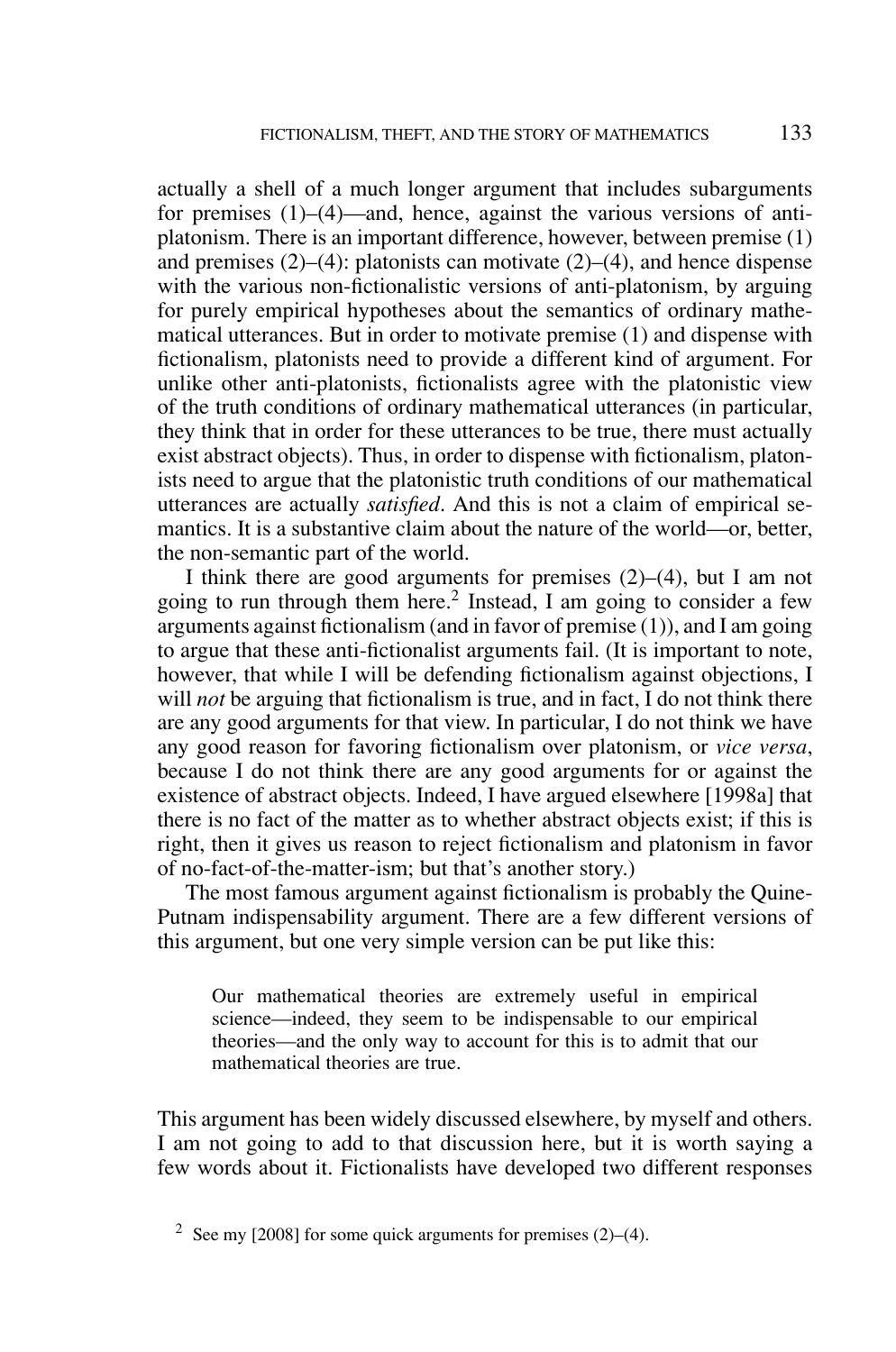actually a shell of a much longer argument that includes subarguments for premises (1)–(4)—and, hence, against the various versions of anti-platonism. There is an important difference, however, between premise (1) and premises (2)–(4): platonists can motivate (2)–(4), and hence dispense with the various non-fictionalistic versions of anti-platonism, by arguing for purely empirical hypotheses about the semantics of ordinary mathematical utterances. But in order to motivate premise (1) and dispense with fictionalism, platonists need to provide a different kind of argument. For unlike other anti-platonists, fictionalists agree with the platonistic view of the truth conditions of ordinary mathematical utterances (in particular, they think that in order for these utterances to be true, there must actually exist abstract objects). Thus, in order to dispense with fictionalism, platonists need to argue that the platonistic truth conditions of our mathematical utterances are actually *satisfied*. And this is not a claim of empirical semantics. It is a substantive claim about the nature of the world—or, better, the non-semantic part of the world.

I think there are good arguments for premises (2)–(4), but I am not going to run through them here.[2] Instead, I am going to consider a few arguments against fictionalism (and in favor of premise (1)), and I am going to argue that these anti-fictionalist arguments fail. (It is important to note, however, that while I will be defending fictionalism against objections, I will *not* be arguing that fictionalism is true, and in fact, I do not think there are any good arguments for that view. In particular, I do not think we have any good reason for favoring fictionalism over platonism, or *vice versa*, because I do not think there are any good arguments for or against the existence of abstract objects. Indeed, I have argued elsewhere [1998a] that there is no fact of the matter as to whether abstract objects exist; if this is right, then it gives us reason to reject fictionalism and platonism in favor of no-fact-of-the-matter-ism; but that's another story.)

The most famous argument against fictionalism is probably the Quine-Putnam indispensability argument. There are a few different versions of this argument, but one very simple version can be put like this:

> Our mathematical theories are extremely useful in empirical science—indeed, they seem to be indispensable to our empirical theories—and the only way to account for this is to admit that our mathematical theories are true.

This argument has been widely discussed elsewhere, by myself and others. I am not going to add to that discussion here, but it is worth saying a few words about it. Fictionalists have developed two different responses

[2] See my [2008] for some quick arguments for premises (2)–(4).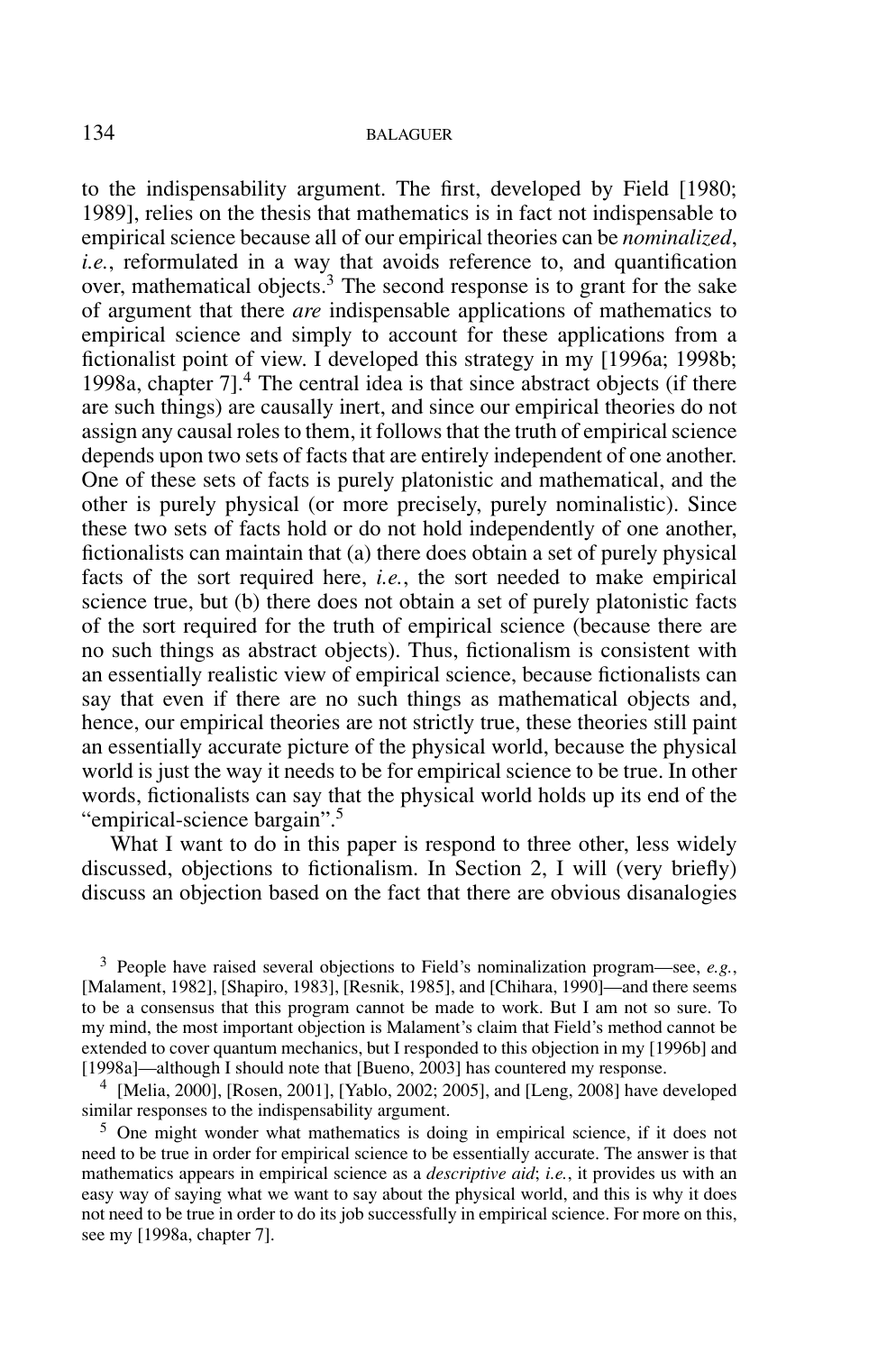to the indispensability argument. The first, developed by Field [1980; 1989], relies on the thesis that mathematics is in fact not indispensable to empirical science because all of our empirical theories can be *nominalized*, *i.e.*, reformulated in a way that avoids reference to, and quantification over, mathematical objects.[3] The second response is to grant for the sake of argument that there *are* indispensable applications of mathematics to empirical science and simply to account for these applications from a fictionalist point of view. I developed this strategy in my [1996a; 1998b; 1998a, chapter 7].[4] The central idea is that since abstract objects (if there are such things) are causally inert, and since our empirical theories do not assign any causal roles to them, it follows that the truth of empirical science depends upon two sets of facts that are entirely independent of one another. One of these sets of facts is purely platonistic and mathematical, and the other is purely physical (or more precisely, purely nominalistic). Since these two sets of facts hold or do not hold independently of one another, fictionalists can maintain that (a) there does obtain a set of purely physical facts of the sort required here, *i.e.*, the sort needed to make empirical science true, but (b) there does not obtain a set of purely platonistic facts of the sort required for the truth of empirical science (because there are no such things as abstract objects). Thus, fictionalism is consistent with an essentially realistic view of empirical science, because fictionalists can say that even if there are no such things as mathematical objects and, hence, our empirical theories are not strictly true, these theories still paint an essentially accurate picture of the physical world, because the physical world is just the way it needs to be for empirical science to be true. In other words, fictionalists can say that the physical world holds up its end of the "empirical-science bargain".[5]

What I want to do in this paper is respond to three other, less widely discussed, objections to fictionalism. In Section 2, I will (very briefly) discuss an objection based on the fact that there are obvious disanalogies

[3] People have raised several objections to Field's nominalization program—see, *e.g.*, [Malament, 1982], [Shapiro, 1983], [Resnik, 1985], and [Chihara, 1990]—and there seems to be a consensus that this program cannot be made to work. But I am not so sure. To my mind, the most important objection is Malament's claim that Field's method cannot be extended to cover quantum mechanics, but I responded to this objection in my [1996b] and [1998a]—although I should note that [Bueno, 2003] has countered my response.

[4] [Melia, 2000], [Rosen, 2001], [Yablo, 2002; 2005], and [Leng, 2008] have developed similar responses to the indispensability argument.

[5] One might wonder what mathematics is doing in empirical science, if it does not need to be true in order for empirical science to be essentially accurate. The answer is that mathematics appears in empirical science as a *descriptive aid*; *i.e.*, it provides us with an easy way of saying what we want to say about the physical world, and this is why it does not need to be true in order to do its job successfully in empirical science. For more on this, see my [1998a, chapter 7].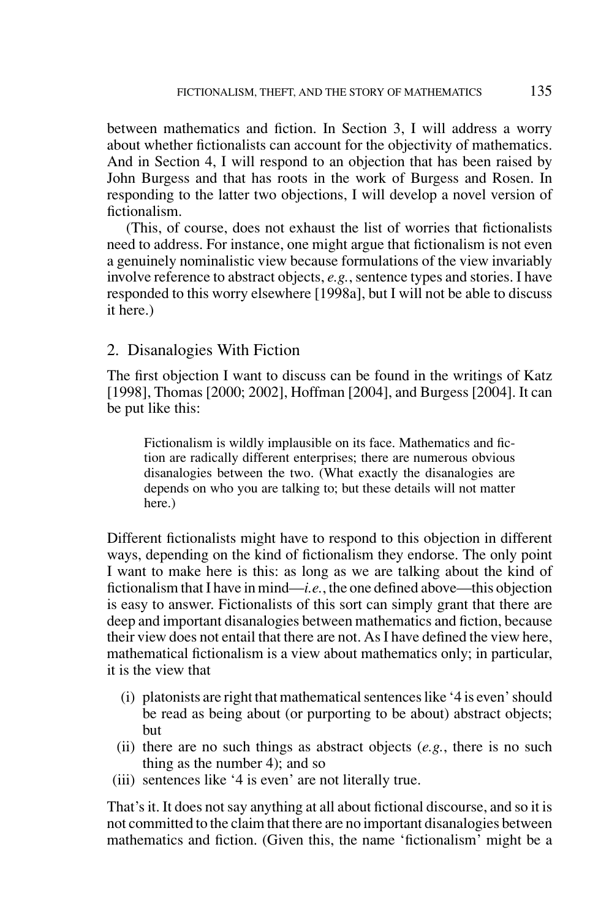between mathematics and fiction. In Section 3, I will address a worry about whether fictionalists can account for the objectivity of mathematics. And in Section 4, I will respond to an objection that has been raised by John Burgess and that has roots in the work of Burgess and Rosen. In responding to the latter two objections, I will develop a novel version of fictionalism.

(This, of course, does not exhaust the list of worries that fictionalists need to address. For instance, one might argue that fictionalism is not even a genuinely nominalistic view because formulations of the view invariably involve reference to abstract objects, *e.g.*, sentence types and stories. I have responded to this worry elsewhere [1998a], but I will not be able to discuss it here.)

## 2. Disanalogies With Fiction

The first objection I want to discuss can be found in the writings of Katz [1998], Thomas [2000; 2002], Hoffman [2004], and Burgess [2004]. It can be put like this:

> Fictionalism is wildly implausible on its face. Mathematics and fiction are radically different enterprises; there are numerous obvious disanalogies between the two. (What exactly the disanalogies are depends on who you are talking to; but these details will not matter here.)

Different fictionalists might have to respond to this objection in different ways, depending on the kind of fictionalism they endorse. The only point I want to make here is this: as long as we are talking about the kind of fictionalism that I have in mind—*i.e.*, the one defined above—this objection is easy to answer. Fictionalists of this sort can simply grant that there are deep and important disanalogies between mathematics and fiction, because their view does not entail that there are not. As I have defined the view here, mathematical fictionalism is a view about mathematics only; in particular, it is the view that

- (i) platonists are right that mathematical sentences like '4 is even' should be read as being about (or purporting to be about) abstract objects; but
- (ii) there are no such things as abstract objects (*e.g.*, there is no such thing as the number 4); and so
- (iii) sentences like '4 is even' are not literally true.

That's it. It does not say anything at all about fictional discourse, and so it is not committed to the claim that there are no important disanalogies between mathematics and fiction. (Given this, the name 'fictionalism' might be a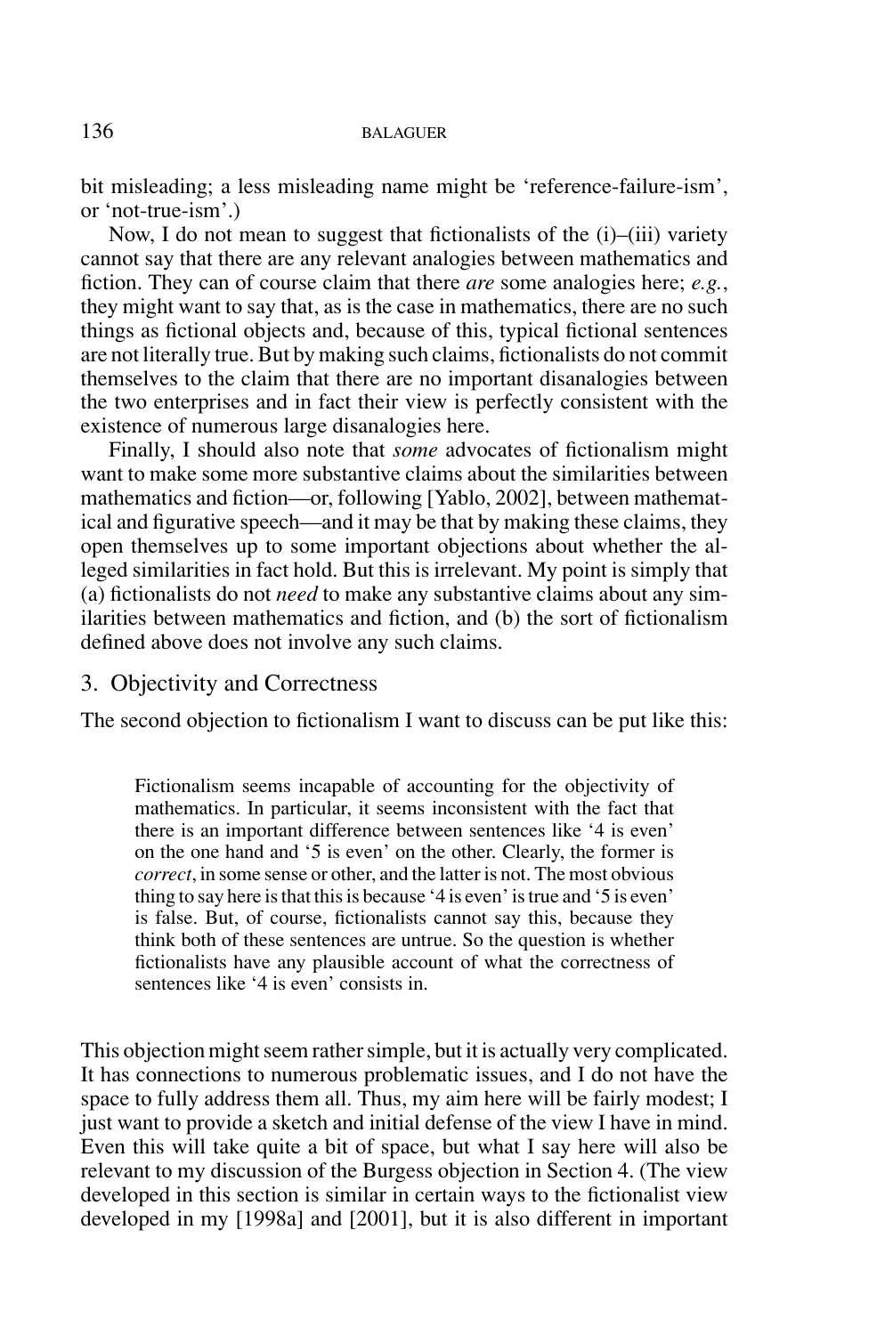bit misleading; a less misleading name might be 'reference-failure-ism', or 'not-true-ism'.)

Now, I do not mean to suggest that fictionalists of the (i)–(iii) variety cannot say that there are any relevant analogies between mathematics and fiction. They can of course claim that there *are* some analogies here; *e.g.*, they might want to say that, as is the case in mathematics, there are no such things as fictional objects and, because of this, typical fictional sentences are not literally true. But by making such claims, fictionalists do not commit themselves to the claim that there are no important disanalogies between the two enterprises and in fact their view is perfectly consistent with the existence of numerous large disanalogies here.

Finally, I should also note that *some* advocates of fictionalism might want to make some more substantive claims about the similarities between mathematics and fiction—or, following [Yablo, 2002], between mathematical and figurative speech—and it may be that by making these claims, they open themselves up to some important objections about whether the alleged similarities in fact hold. But this is irrelevant. My point is simply that (a) fictionalists do not *need* to make any substantive claims about any similarities between mathematics and fiction, and (b) the sort of fictionalism defined above does not involve any such claims.

## 3. Objectivity and Correctness

The second objection to fictionalism I want to discuss can be put like this:

> Fictionalism seems incapable of accounting for the objectivity of mathematics. In particular, it seems inconsistent with the fact that there is an important difference between sentences like '4 is even' on the one hand and '5 is even' on the other. Clearly, the former is *correct*, in some sense or other, and the latter is not. The most obvious thing to say here is that this is because '4 is even' is true and '5 is even' is false. But, of course, fictionalists cannot say this, because they think both of these sentences are untrue. So the question is whether fictionalists have any plausible account of what the correctness of sentences like '4 is even' consists in.

This objection might seem rather simple, but it is actually very complicated. It has connections to numerous problematic issues, and I do not have the space to fully address them all. Thus, my aim here will be fairly modest; I just want to provide a sketch and initial defense of the view I have in mind. Even this will take quite a bit of space, but what I say here will also be relevant to my discussion of the Burgess objection in Section 4. (The view developed in this section is similar in certain ways to the fictionalist view developed in my [1998a] and [2001], but it is also different in important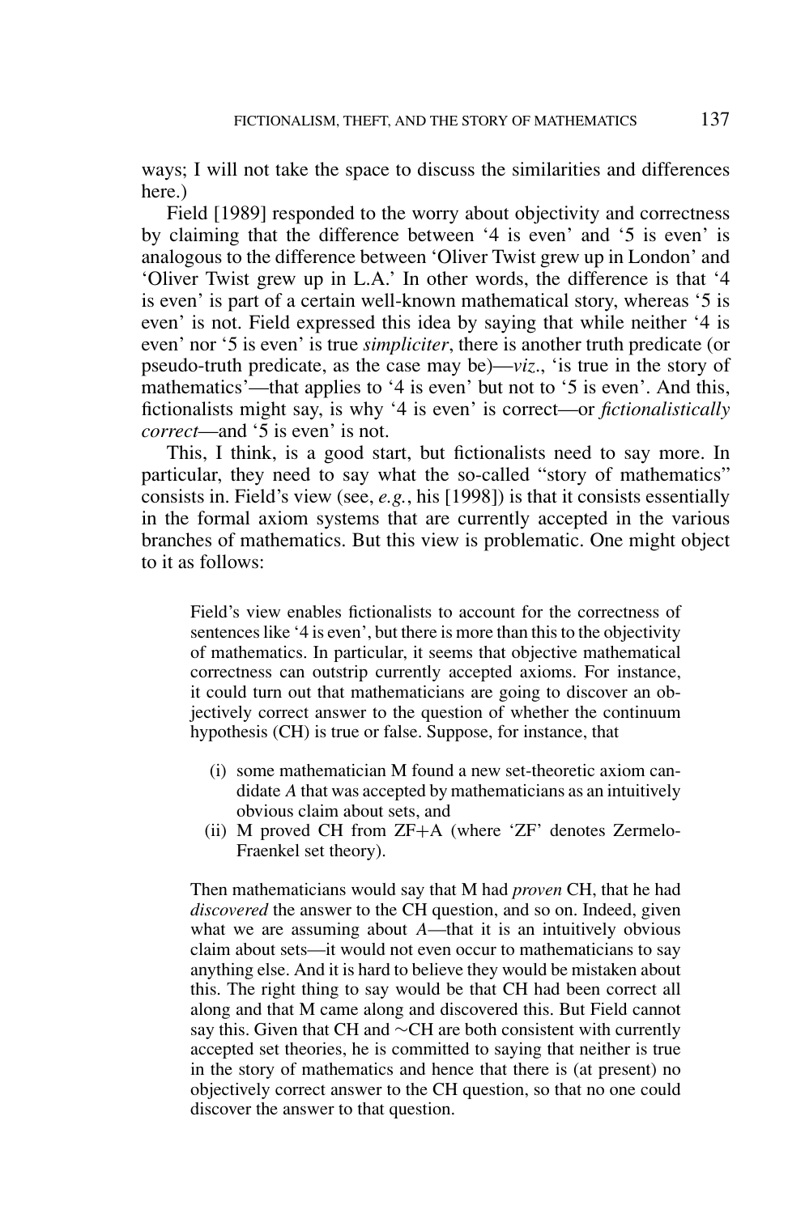ways; I will not take the space to discuss the similarities and differences here.)

Field [1989] responded to the worry about objectivity and correctness by claiming that the difference between '4 is even' and '5 is even' is analogous to the difference between 'Oliver Twist grew up in London' and 'Oliver Twist grew up in L.A.' In other words, the difference is that '4 is even' is part of a certain well-known mathematical story, whereas '5 is even' is not. Field expressed this idea by saying that while neither '4 is even' nor '5 is even' is true *simpliciter*, there is another truth predicate (or pseudo-truth predicate, as the case may be)—*viz*., 'is true in the story of mathematics'—that applies to '4 is even' but not to '5 is even'. And this, fictionalists might say, is why '4 is even' is correct—or *fictionalistically correct*—and '5 is even' is not.

This, I think, is a good start, but fictionalists need to say more. In particular, they need to say what the so-called "story of mathematics" consists in. Field's view (see, *e.g.*, his [1998]) is that it consists essentially in the formal axiom systems that are currently accepted in the various branches of mathematics. But this view is problematic. One might object to it as follows:

> Field's view enables fictionalists to account for the correctness of sentences like '4 is even', but there is more than this to the objectivity of mathematics. In particular, it seems that objective mathematical correctness can outstrip currently accepted axioms. For instance, it could turn out that mathematicians are going to discover an objectively correct answer to the question of whether the continuum hypothesis (CH) is true or false. Suppose, for instance, that
>
> (i) some mathematician M found a new set-theoretic axiom candidate *A* that was accepted by mathematicians as an intuitively obvious claim about sets, and
> (ii) M proved CH from ZF+A (where 'ZF' denotes Zermelo-Fraenkel set theory).
>
> Then mathematicians would say that M had *proven* CH, that he had *discovered* the answer to the CH question, and so on. Indeed, given what we are assuming about *A*—that it is an intuitively obvious claim about sets—it would not even occur to mathematicians to say anything else. And it is hard to believe they would be mistaken about this. The right thing to say would be that CH had been correct all along and that M came along and discovered this. But Field cannot say this. Given that CH and ∼CH are both consistent with currently accepted set theories, he is committed to saying that neither is true in the story of mathematics and hence that there is (at present) no objectively correct answer to the CH question, so that no one could discover the answer to that question.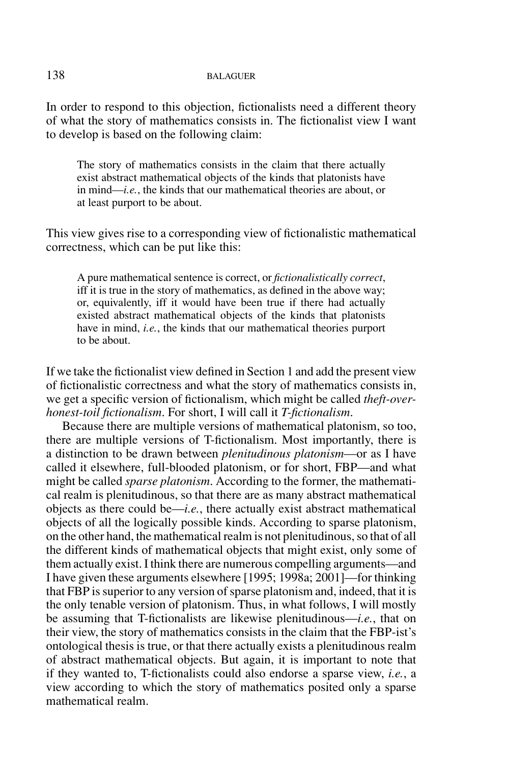In order to respond to this objection, fictionalists need a different theory of what the story of mathematics consists in. The fictionalist view I want to develop is based on the following claim:

> The story of mathematics consists in the claim that there actually exist abstract mathematical objects of the kinds that platonists have in mind—*i.e.*, the kinds that our mathematical theories are about, or at least purport to be about.

This view gives rise to a corresponding view of fictionalistic mathematical correctness, which can be put like this:

> A pure mathematical sentence is correct, or *fictionalistically correct*, iff it is true in the story of mathematics, as defined in the above way; or, equivalently, iff it would have been true if there had actually existed abstract mathematical objects of the kinds that platonists have in mind, *i.e.*, the kinds that our mathematical theories purport to be about.

If we take the fictionalist view defined in Section 1 and add the present view of fictionalistic correctness and what the story of mathematics consists in, we get a specific version of fictionalism, which might be called *theft-over-honest-toil fictionalism*. For short, I will call it *T-fictionalism*.

Because there are multiple versions of mathematical platonism, so too, there are multiple versions of T-fictionalism. Most importantly, there is a distinction to be drawn between *plenitudinous platonism*—or as I have called it elsewhere, full-blooded platonism, or for short, FBP—and what might be called *sparse platonism*. According to the former, the mathematical realm is plenitudinous, so that there are as many abstract mathematical objects as there could be—*i.e.*, there actually exist abstract mathematical objects of all the logically possible kinds. According to sparse platonism, on the other hand, the mathematical realm is not plenitudinous, so that of all the different kinds of mathematical objects that might exist, only some of them actually exist. I think there are numerous compelling arguments—and I have given these arguments elsewhere [1995; 1998a; 2001]—for thinking that FBP is superior to any version of sparse platonism and, indeed, that it is the only tenable version of platonism. Thus, in what follows, I will mostly be assuming that T-fictionalists are likewise plenitudinous—*i.e.*, that on their view, the story of mathematics consists in the claim that the FBP-ist's ontological thesis is true, or that there actually exists a plenitudinous realm of abstract mathematical objects. But again, it is important to note that if they wanted to, T-fictionalists could also endorse a sparse view, *i.e.*, a view according to which the story of mathematics posited only a sparse mathematical realm.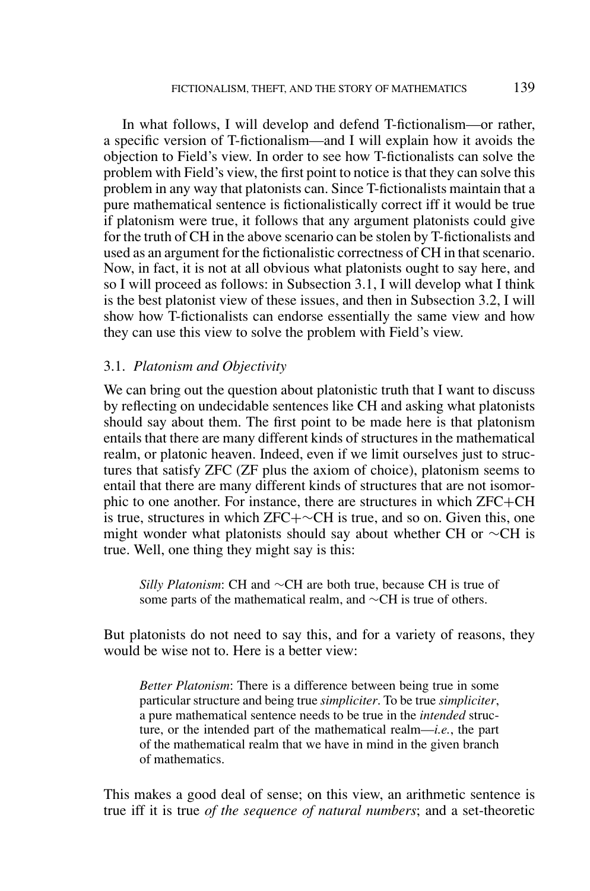In what follows, I will develop and defend T-fictionalism—or rather, a specific version of T-fictionalism—and I will explain how it avoids the objection to Field's view. In order to see how T-fictionalists can solve the problem with Field's view, the first point to notice is that they can solve this problem in any way that platonists can. Since T-fictionalists maintain that a pure mathematical sentence is fictionalistically correct iff it would be true if platonism were true, it follows that any argument platonists could give for the truth of CH in the above scenario can be stolen by T-fictionalists and used as an argument for the fictionalistic correctness of CH in that scenario. Now, in fact, it is not at all obvious what platonists ought to say here, and so I will proceed as follows: in Subsection 3.1, I will develop what I think is the best platonist view of these issues, and then in Subsection 3.2, I will show how T-fictionalists can endorse essentially the same view and how they can use this view to solve the problem with Field's view.

### 3.1. *Platonism and Objectivity*

We can bring out the question about platonistic truth that I want to discuss by reflecting on undecidable sentences like CH and asking what platonists should say about them. The first point to be made here is that platonism entails that there are many different kinds of structures in the mathematical realm, or platonic heaven. Indeed, even if we limit ourselves just to structures that satisfy ZFC (ZF plus the axiom of choice), platonism seems to entail that there are many different kinds of structures that are not isomorphic to one another. For instance, there are structures in which ZFC+CH is true, structures in which ZFC+$\sim$CH is true, and so on. Given this, one might wonder what platonists should say about whether CH or $\sim$CH is true. Well, one thing they might say is this:

> *Silly Platonism*: CH and $\sim$CH are both true, because CH is true of some parts of the mathematical realm, and $\sim$CH is true of others.

But platonists do not need to say this, and for a variety of reasons, they would be wise not to. Here is a better view:

> *Better Platonism*: There is a difference between being true in some particular structure and being true *simpliciter*. To be true *simpliciter*, a pure mathematical sentence needs to be true in the *intended* structure, or the intended part of the mathematical realm—*i.e.*, the part of the mathematical realm that we have in mind in the given branch of mathematics.

This makes a good deal of sense; on this view, an arithmetic sentence is true iff it is true *of the sequence of natural numbers*; and a set-theoretic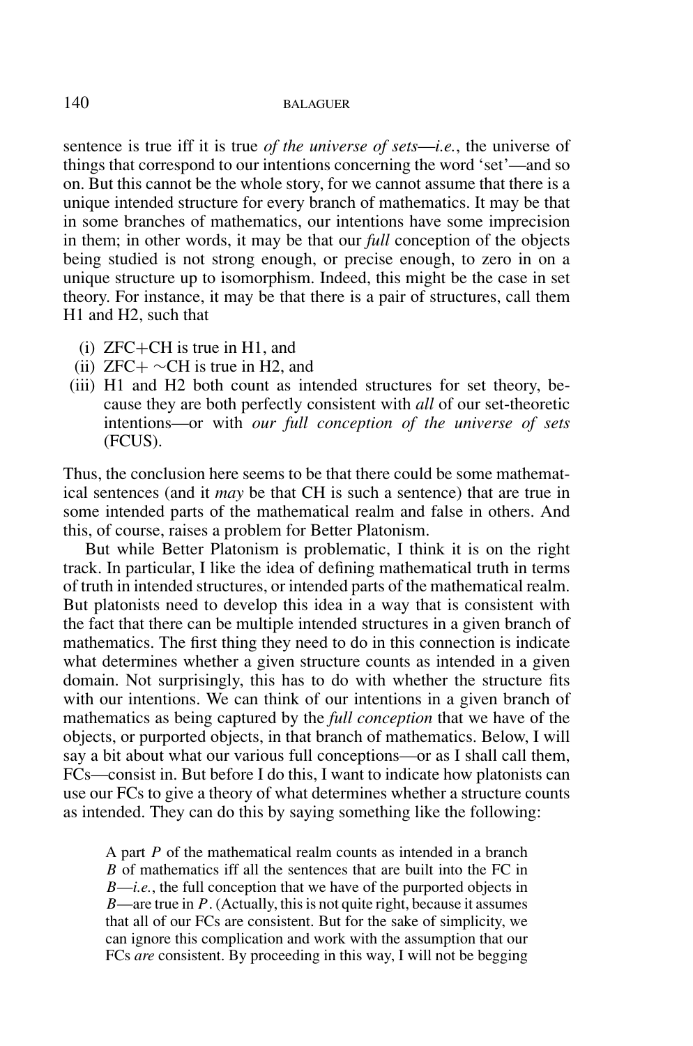sentence is true iff it is true *of the universe of sets*—*i.e.*, the universe of things that correspond to our intentions concerning the word 'set'—and so on. But this cannot be the whole story, for we cannot assume that there is a unique intended structure for every branch of mathematics. It may be that in some branches of mathematics, our intentions have some imprecision in them; in other words, it may be that our *full* conception of the objects being studied is not strong enough, or precise enough, to zero in on a unique structure up to isomorphism. Indeed, this might be the case in set theory. For instance, it may be that there is a pair of structures, call them H1 and H2, such that

(i) ZFC+CH is true in H1, and
(ii) ZFC+ ∼CH is true in H2, and
(iii) H1 and H2 both count as intended structures for set theory, because they are both perfectly consistent with *all* of our set-theoretic intentions—or with *our full conception of the universe of sets* (FCUS).

Thus, the conclusion here seems to be that there could be some mathematical sentences (and it *may* be that CH is such a sentence) that are true in some intended parts of the mathematical realm and false in others. And this, of course, raises a problem for Better Platonism.

But while Better Platonism is problematic, I think it is on the right track. In particular, I like the idea of defining mathematical truth in terms of truth in intended structures, or intended parts of the mathematical realm. But platonists need to develop this idea in a way that is consistent with the fact that there can be multiple intended structures in a given branch of mathematics. The first thing they need to do in this connection is indicate what determines whether a given structure counts as intended in a given domain. Not surprisingly, this has to do with whether the structure fits with our intentions. We can think of our intentions in a given branch of mathematics as being captured by the *full conception* that we have of the objects, or purported objects, in that branch of mathematics. Below, I will say a bit about what our various full conceptions—or as I shall call them, FCs—consist in. But before I do this, I want to indicate how platonists can use our FCs to give a theory of what determines whether a structure counts as intended. They can do this by saying something like the following:

> A part $P$ of the mathematical realm counts as intended in a branch $B$ of mathematics iff all the sentences that are built into the FC in $B$—*i.e.*, the full conception that we have of the purported objects in $B$—are true in $P$. (Actually, this is not quite right, because it assumes that all of our FCs are consistent. But for the sake of simplicity, we can ignore this complication and work with the assumption that our FCs *are* consistent. By proceeding in this way, I will not be begging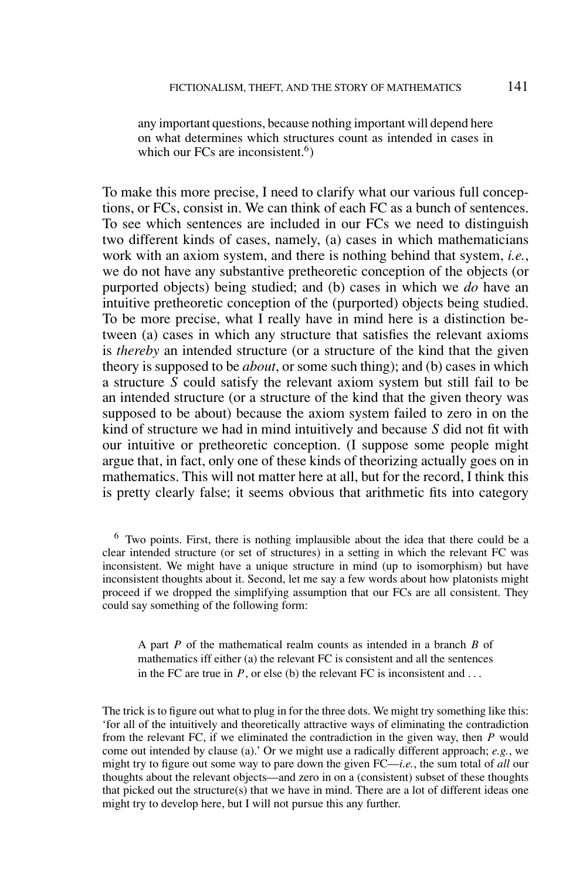> any important questions, because nothing important will depend here on what determines which structures count as intended in cases in which our FCs are inconsistent.[6])

To make this more precise, I need to clarify what our various full conceptions, or FCs, consist in. We can think of each FC as a bunch of sentences. To see which sentences are included in our FCs we need to distinguish two different kinds of cases, namely, (a) cases in which mathematicians work with an axiom system, and there is nothing behind that system, *i.e.*, we do not have any substantive pretheoretic conception of the objects (or purported objects) being studied; and (b) cases in which we *do* have an intuitive pretheoretic conception of the (purported) objects being studied. To be more precise, what I really have in mind here is a distinction between (a) cases in which any structure that satisfies the relevant axioms is *thereby* an intended structure (or a structure of the kind that the given theory is supposed to be *about*, or some such thing); and (b) cases in which a structure $S$ could satisfy the relevant axiom system but still fail to be an intended structure (or a structure of the kind that the given theory was supposed to be about) because the axiom system failed to zero in on the kind of structure we had in mind intuitively and because $S$ did not fit with our intuitive or pretheoretic conception. (I suppose some people might argue that, in fact, only one of these kinds of theorizing actually goes on in mathematics. This will not matter here at all, but for the record, I think this is pretty clearly false; it seems obvious that arithmetic fits into category

[6] Two points. First, there is nothing implausible about the idea that there could be a clear intended structure (or set of structures) in a setting in which the relevant FC was inconsistent. We might have a unique structure in mind (up to isomorphism) but have inconsistent thoughts about it. Second, let me say a few words about how platonists might proceed if we dropped the simplifying assumption that our FCs are all consistent. They could say something of the following form:

> A part $P$ of the mathematical realm counts as intended in a branch $B$ of mathematics iff either (a) the relevant FC is consistent and all the sentences in the FC are true in $P$, or else (b) the relevant FC is inconsistent and . . .

The trick is to figure out what to plug in for the three dots. We might try something like this: 'for all of the intuitively and theoretically attractive ways of eliminating the contradiction from the relevant FC, if we eliminated the contradiction in the given way, then $P$ would come out intended by clause (a).' Or we might use a radically different approach; *e.g.*, we might try to figure out some way to pare down the given FC—*i.e.*, the sum total of *all* our thoughts about the relevant objects—and zero in on a (consistent) subset of these thoughts that picked out the structure(s) that we have in mind. There are a lot of different ideas one might try to develop here, but I will not pursue this any further.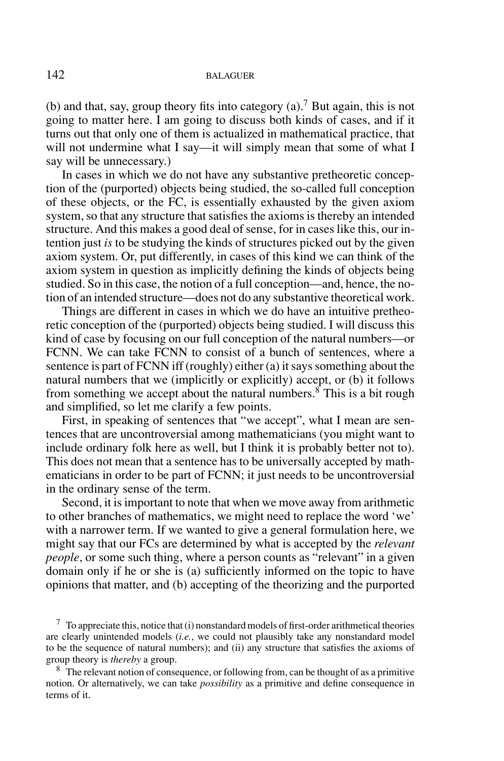(b) and that, say, group theory fits into category (a).[7] But again, this is not going to matter here. I am going to discuss both kinds of cases, and if it turns out that only one of them is actualized in mathematical practice, that will not undermine what I say—it will simply mean that some of what I say will be unnecessary.)

In cases in which we do not have any substantive pretheoretic conception of the (purported) objects being studied, the so-called full conception of these objects, or the FC, is essentially exhausted by the given axiom system, so that any structure that satisfies the axioms is thereby an intended structure. And this makes a good deal of sense, for in cases like this, our intention just *is* to be studying the kinds of structures picked out by the given axiom system. Or, put differently, in cases of this kind we can think of the axiom system in question as implicitly defining the kinds of objects being studied. So in this case, the notion of a full conception—and, hence, the notion of an intended structure—does not do any substantive theoretical work.

Things are different in cases in which we do have an intuitive pretheoretic conception of the (purported) objects being studied. I will discuss this kind of case by focusing on our full conception of the natural numbers—or FCNN. We can take FCNN to consist of a bunch of sentences, where a sentence is part of FCNN iff (roughly) either (a) it says something about the natural numbers that we (implicitly or explicitly) accept, or (b) it follows from something we accept about the natural numbers.[8] This is a bit rough and simplified, so let me clarify a few points.

First, in speaking of sentences that "we accept", what I mean are sentences that are uncontroversial among mathematicians (you might want to include ordinary folk here as well, but I think it is probably better not to). This does not mean that a sentence has to be universally accepted by mathematicians in order to be part of FCNN; it just needs to be uncontroversial in the ordinary sense of the term.

Second, it is important to note that when we move away from arithmetic to other branches of mathematics, we might need to replace the word 'we' with a narrower term. If we wanted to give a general formulation here, we might say that our FCs are determined by what is accepted by the *relevant people*, or some such thing, where a person counts as "relevant" in a given domain only if he or she is (a) sufficiently informed on the topic to have opinions that matter, and (b) accepting of the theorizing and the purported

[7] To appreciate this, notice that (i) nonstandard models of first-order arithmetical theories are clearly unintended models (*i.e.*, we could not plausibly take any nonstandard model to be the sequence of natural numbers); and (ii) any structure that satisfies the axioms of group theory is *thereby* a group.

[8] The relevant notion of consequence, or following from, can be thought of as a primitive notion. Or alternatively, we can take *possibility* as a primitive and define consequence in terms of it.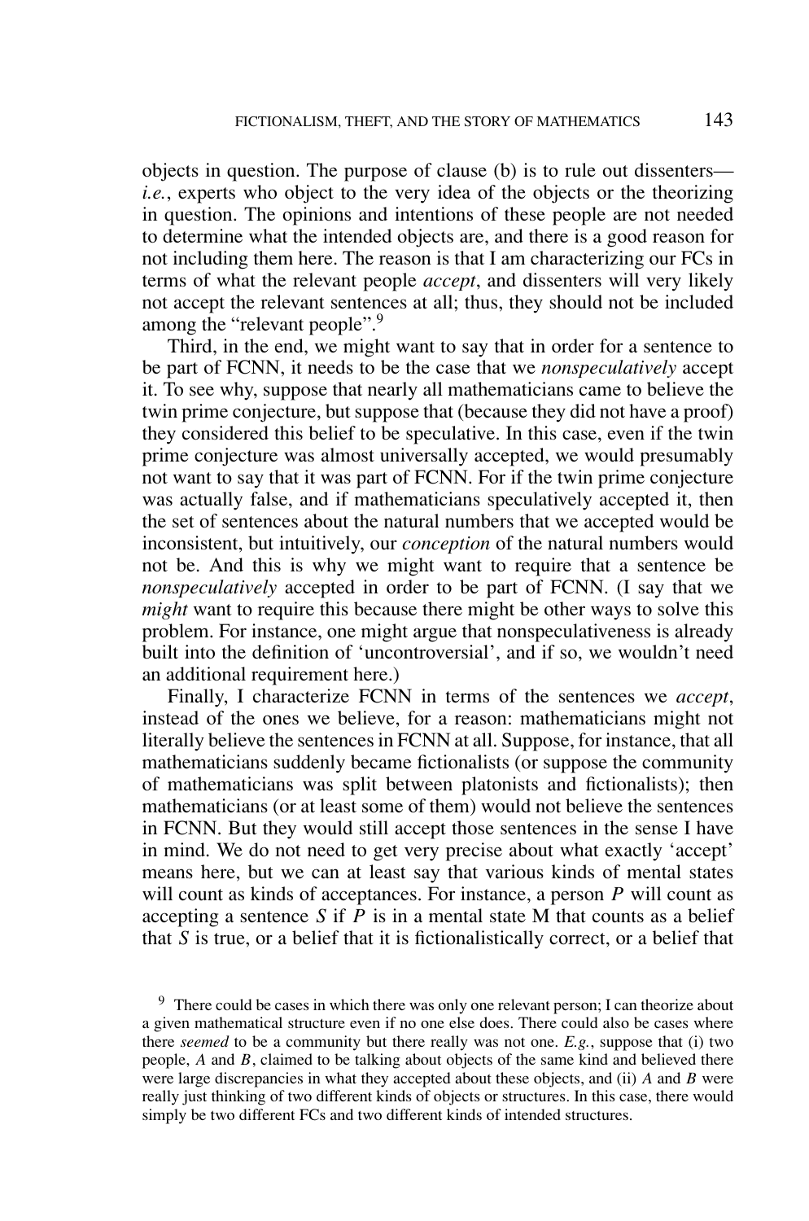objects in question. The purpose of clause (b) is to rule out dissenters—*i.e.*, experts who object to the very idea of the objects or the theorizing in question. The opinions and intentions of these people are not needed to determine what the intended objects are, and there is a good reason for not including them here. The reason is that I am characterizing our FCs in terms of what the relevant people *accept*, and dissenters will very likely not accept the relevant sentences at all; thus, they should not be included among the "relevant people".[9]

Third, in the end, we might want to say that in order for a sentence to be part of FCNN, it needs to be the case that we *nonspeculatively* accept it. To see why, suppose that nearly all mathematicians came to believe the twin prime conjecture, but suppose that (because they did not have a proof) they considered this belief to be speculative. In this case, even if the twin prime conjecture was almost universally accepted, we would presumably not want to say that it was part of FCNN. For if the twin prime conjecture was actually false, and if mathematicians speculatively accepted it, then the set of sentences about the natural numbers that we accepted would be inconsistent, but intuitively, our *conception* of the natural numbers would not be. And this is why we might want to require that a sentence be *nonspeculatively* accepted in order to be part of FCNN. (I say that we *might* want to require this because there might be other ways to solve this problem. For instance, one might argue that nonspeculativeness is already built into the definition of 'uncontroversial', and if so, we wouldn't need an additional requirement here.)

Finally, I characterize FCNN in terms of the sentences we *accept*, instead of the ones we believe, for a reason: mathematicians might not literally believe the sentences in FCNN at all. Suppose, for instance, that all mathematicians suddenly became fictionalists (or suppose the community of mathematicians was split between platonists and fictionalists); then mathematicians (or at least some of them) would not believe the sentences in FCNN. But they would still accept those sentences in the sense I have in mind. We do not need to get very precise about what exactly 'accept' means here, but we can at least say that various kinds of mental states will count as kinds of acceptances. For instance, a person $P$ will count as accepting a sentence $S$ if $P$ is in a mental state M that counts as a belief that $S$ is true, or a belief that it is fictionalistically correct, or a belief that

[9] There could be cases in which there was only one relevant person; I can theorize about a given mathematical structure even if no one else does. There could also be cases where there *seemed* to be a community but there really was not one. *E.g.*, suppose that (i) two people, $A$ and $B$, claimed to be talking about objects of the same kind and believed there were large discrepancies in what they accepted about these objects, and (ii) $A$ and $B$ were really just thinking of two different kinds of objects or structures. In this case, there would simply be two different FCs and two different kinds of intended structures.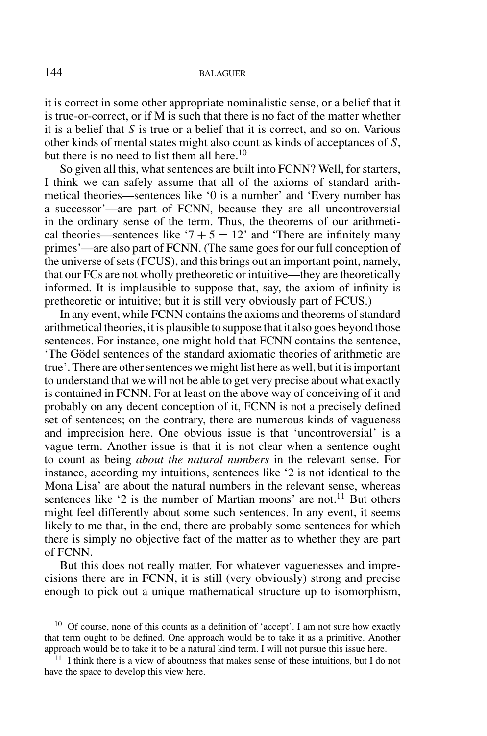it is correct in some other appropriate nominalistic sense, or a belief that it is true-or-correct, or if M is such that there is no fact of the matter whether it is a belief that *S* is true or a belief that it is correct, and so on. Various other kinds of mental states might also count as kinds of acceptances of *S*, but there is no need to list them all here.[10]

So given all this, what sentences are built into FCNN? Well, for starters, I think we can safely assume that all of the axioms of standard arithmetical theories—sentences like '0 is a number' and 'Every number has a successor'—are part of FCNN, because they are all uncontroversial in the ordinary sense of the term. Thus, the theorems of our arithmetical theories—sentences like '$7 + 5 = 12$' and 'There are infinitely many primes'—are also part of FCNN. (The same goes for our full conception of the universe of sets (FCUS), and this brings out an important point, namely, that our FCs are not wholly pretheoretic or intuitive—they are theoretically informed. It is implausible to suppose that, say, the axiom of infinity is pretheoretic or intuitive; but it is still very obviously part of FCUS.)

In any event, while FCNN contains the axioms and theorems of standard arithmetical theories, it is plausible to suppose that it also goes beyond those sentences. For instance, one might hold that FCNN contains the sentence, 'The Gödel sentences of the standard axiomatic theories of arithmetic are true'. There are other sentences we might list here as well, but it is important to understand that we will not be able to get very precise about what exactly is contained in FCNN. For at least on the above way of conceiving of it and probably on any decent conception of it, FCNN is not a precisely defined set of sentences; on the contrary, there are numerous kinds of vagueness and imprecision here. One obvious issue is that 'uncontroversial' is a vague term. Another issue is that it is not clear when a sentence ought to count as being *about the natural numbers* in the relevant sense. For instance, according my intuitions, sentences like '2 is not identical to the Mona Lisa' are about the natural numbers in the relevant sense, whereas sentences like '2 is the number of Martian moons' are not.[11] But others might feel differently about some such sentences. In any event, it seems likely to me that, in the end, there are probably some sentences for which there is simply no objective fact of the matter as to whether they are part of FCNN.

But this does not really matter. For whatever vaguenesses and imprecisions there are in FCNN, it is still (very obviously) strong and precise enough to pick out a unique mathematical structure up to isomorphism,

[10] Of course, none of this counts as a definition of 'accept'. I am not sure how exactly that term ought to be defined. One approach would be to take it as a primitive. Another approach would be to take it to be a natural kind term. I will not pursue this issue here.

[11] I think there is a view of aboutness that makes sense of these intuitions, but I do not have the space to develop this view here.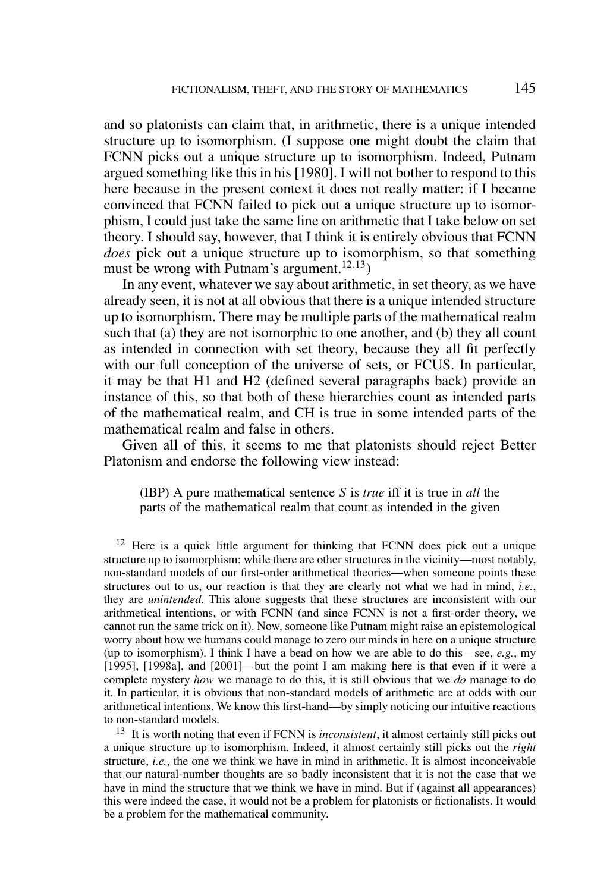and so platonists can claim that, in arithmetic, there is a unique intended structure up to isomorphism. (I suppose one might doubt the claim that FCNN picks out a unique structure up to isomorphism. Indeed, Putnam argued something like this in his [1980]. I will not bother to respond to this here because in the present context it does not really matter: if I became convinced that FCNN failed to pick out a unique structure up to isomorphism, I could just take the same line on arithmetic that I take below on set theory. I should say, however, that I think it is entirely obvious that FCNN *does* pick out a unique structure up to isomorphism, so that something must be wrong with Putnam's argument.[12,13])

In any event, whatever we say about arithmetic, in set theory, as we have already seen, it is not at all obvious that there is a unique intended structure up to isomorphism. There may be multiple parts of the mathematical realm such that (a) they are not isomorphic to one another, and (b) they all count as intended in connection with set theory, because they all fit perfectly with our full conception of the universe of sets, or FCUS. In particular, it may be that H1 and H2 (defined several paragraphs back) provide an instance of this, so that both of these hierarchies count as intended parts of the mathematical realm, and CH is true in some intended parts of the mathematical realm and false in others.

Given all of this, it seems to me that platonists should reject Better Platonism and endorse the following view instead:

> (IBP) A pure mathematical sentence *S* is *true* iff it is true in *all* the parts of the mathematical realm that count as intended in the given

[12] Here is a quick little argument for thinking that FCNN does pick out a unique structure up to isomorphism: while there are other structures in the vicinity—most notably, non-standard models of our first-order arithmetical theories—when someone points these structures out to us, our reaction is that they are clearly not what we had in mind, *i.e.*, they are *unintended*. This alone suggests that these structures are inconsistent with our arithmetical intentions, or with FCNN (and since FCNN is not a first-order theory, we cannot run the same trick on it). Now, someone like Putnam might raise an epistemological worry about how we humans could manage to zero our minds in here on a unique structure (up to isomorphism). I think I have a bead on how we are able to do this—see, *e.g.*, my [1995], [1998a], and [2001]—but the point I am making here is that even if it were a complete mystery *how* we manage to do this, it is still obvious that we *do* manage to do it. In particular, it is obvious that non-standard models of arithmetic are at odds with our arithmetical intentions. We know this first-hand—by simply noticing our intuitive reactions to non-standard models.

[13] It is worth noting that even if FCNN is *inconsistent*, it almost certainly still picks out a unique structure up to isomorphism. Indeed, it almost certainly still picks out the *right* structure, *i.e.*, the one we think we have in mind in arithmetic. It is almost inconceivable that our natural-number thoughts are so badly inconsistent that it is not the case that we have in mind the structure that we think we have in mind. But if (against all appearances) this were indeed the case, it would not be a problem for platonists or fictionalists. It would be a problem for the mathematical community.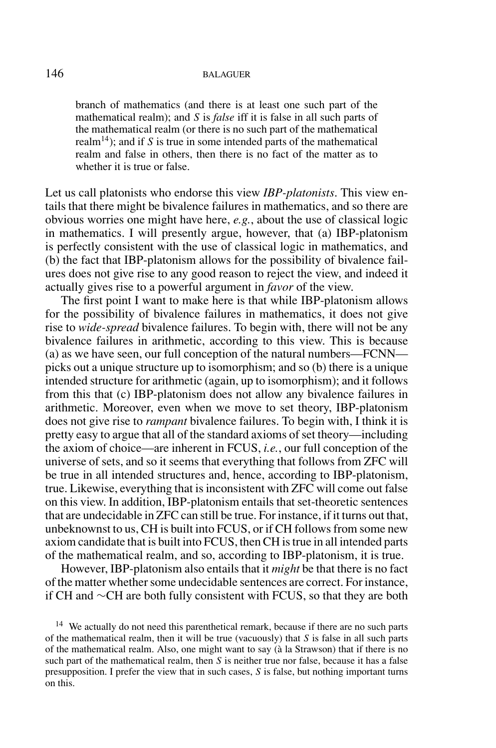> branch of mathematics (and there is at least one such part of the mathematical realm); and *S* is *false* iff it is false in all such parts of the mathematical realm (or there is no such part of the mathematical realm[14]); and if *S* is true in some intended parts of the mathematical realm and false in others, then there is no fact of the matter as to whether it is true or false.

Let us call platonists who endorse this view *IBP-platonists*. This view entails that there might be bivalence failures in mathematics, and so there are obvious worries one might have here, *e.g.*, about the use of classical logic in mathematics. I will presently argue, however, that (a) IBP-platonism is perfectly consistent with the use of classical logic in mathematics, and (b) the fact that IBP-platonism allows for the possibility of bivalence failures does not give rise to any good reason to reject the view, and indeed it actually gives rise to a powerful argument in *favor* of the view.

The first point I want to make here is that while IBP-platonism allows for the possibility of bivalence failures in mathematics, it does not give rise to *wide-spread* bivalence failures. To begin with, there will not be any bivalence failures in arithmetic, according to this view. This is because (a) as we have seen, our full conception of the natural numbers—FCNN—picks out a unique structure up to isomorphism; and so (b) there is a unique intended structure for arithmetic (again, up to isomorphism); and it follows from this that (c) IBP-platonism does not allow any bivalence failures in arithmetic. Moreover, even when we move to set theory, IBP-platonism does not give rise to *rampant* bivalence failures. To begin with, I think it is pretty easy to argue that all of the standard axioms of set theory—including the axiom of choice—are inherent in FCUS, *i.e.*, our full conception of the universe of sets, and so it seems that everything that follows from ZFC will be true in all intended structures and, hence, according to IBP-platonism, true. Likewise, everything that is inconsistent with ZFC will come out false on this view. In addition, IBP-platonism entails that set-theoretic sentences that are undecidable in ZFC can still be true. For instance, if it turns out that, unbeknownst to us, CH is built into FCUS, or if CH follows from some new axiom candidate that is built into FCUS, then CH is true in all intended parts of the mathematical realm, and so, according to IBP-platonism, it is true.

However, IBP-platonism also entails that it *might* be that there is no fact of the matter whether some undecidable sentences are correct. For instance, if CH and ∼CH are both fully consistent with FCUS, so that they are both

[14] We actually do not need this parenthetical remark, because if there are no such parts of the mathematical realm, then it will be true (vacuously) that *S* is false in all such parts of the mathematical realm. Also, one might want to say (à la Strawson) that if there is no such part of the mathematical realm, then *S* is neither true nor false, because it has a false presupposition. I prefer the view that in such cases, *S* is false, but nothing important turns on this.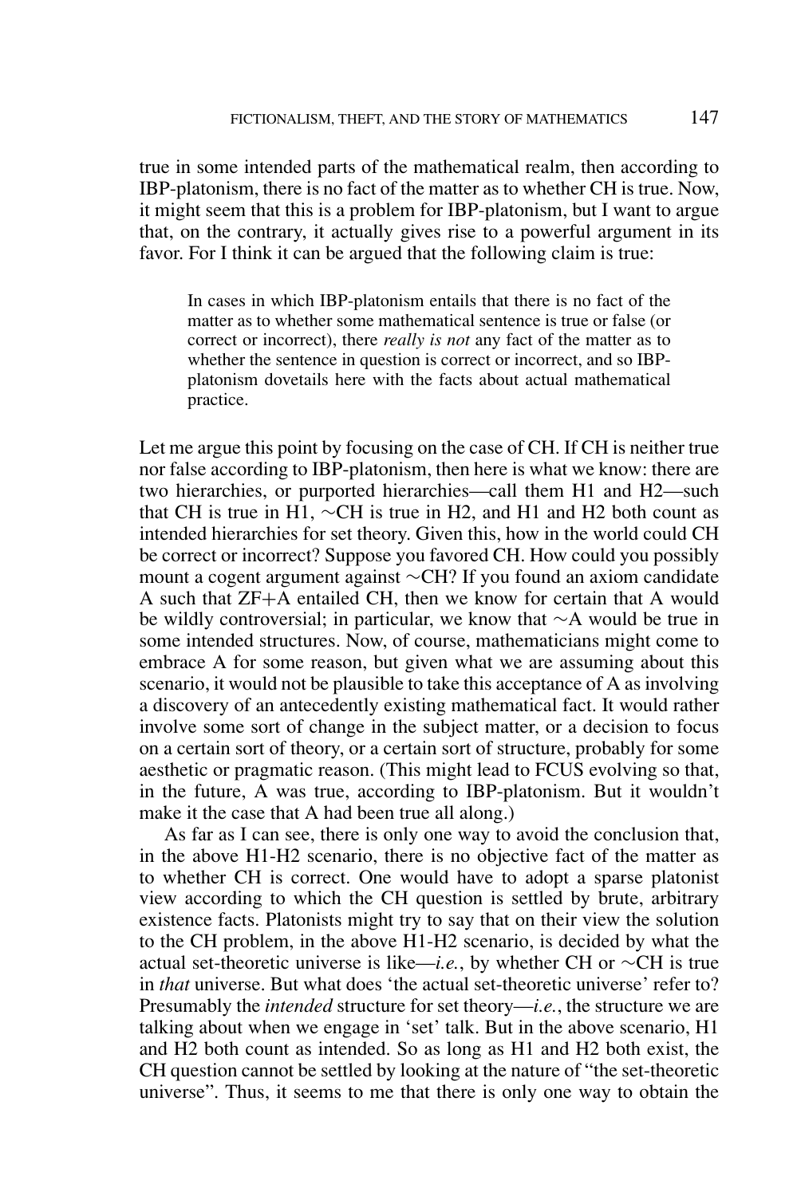true in some intended parts of the mathematical realm, then according to IBP-platonism, there is no fact of the matter as to whether CH is true. Now, it might seem that this is a problem for IBP-platonism, but I want to argue that, on the contrary, it actually gives rise to a powerful argument in its favor. For I think it can be argued that the following claim is true:

> In cases in which IBP-platonism entails that there is no fact of the matter as to whether some mathematical sentence is true or false (or correct or incorrect), there *really is not* any fact of the matter as to whether the sentence in question is correct or incorrect, and so IBP-platonism dovetails here with the facts about actual mathematical practice.

Let me argue this point by focusing on the case of CH. If CH is neither true nor false according to IBP-platonism, then here is what we know: there are two hierarchies, or purported hierarchies—call them H1 and H2—such that CH is true in H1, ∼CH is true in H2, and H1 and H2 both count as intended hierarchies for set theory. Given this, how in the world could CH be correct or incorrect? Suppose you favored CH. How could you possibly mount a cogent argument against ∼CH? If you found an axiom candidate A such that ZF+A entailed CH, then we know for certain that A would be wildly controversial; in particular, we know that ∼A would be true in some intended structures. Now, of course, mathematicians might come to embrace A for some reason, but given what we are assuming about this scenario, it would not be plausible to take this acceptance of A as involving a discovery of an antecedently existing mathematical fact. It would rather involve some sort of change in the subject matter, or a decision to focus on a certain sort of theory, or a certain sort of structure, probably for some aesthetic or pragmatic reason. (This might lead to FCUS evolving so that, in the future, A was true, according to IBP-platonism. But it wouldn't make it the case that A had been true all along.)

As far as I can see, there is only one way to avoid the conclusion that, in the above H1-H2 scenario, there is no objective fact of the matter as to whether CH is correct. One would have to adopt a sparse platonist view according to which the CH question is settled by brute, arbitrary existence facts. Platonists might try to say that on their view the solution to the CH problem, in the above H1-H2 scenario, is decided by what the actual set-theoretic universe is like—*i.e.*, by whether CH or ∼CH is true in *that* universe. But what does 'the actual set-theoretic universe' refer to? Presumably the *intended* structure for set theory—*i.e.*, the structure we are talking about when we engage in 'set' talk. But in the above scenario, H1 and H2 both count as intended. So as long as H1 and H2 both exist, the CH question cannot be settled by looking at the nature of "the set-theoretic universe". Thus, it seems to me that there is only one way to obtain the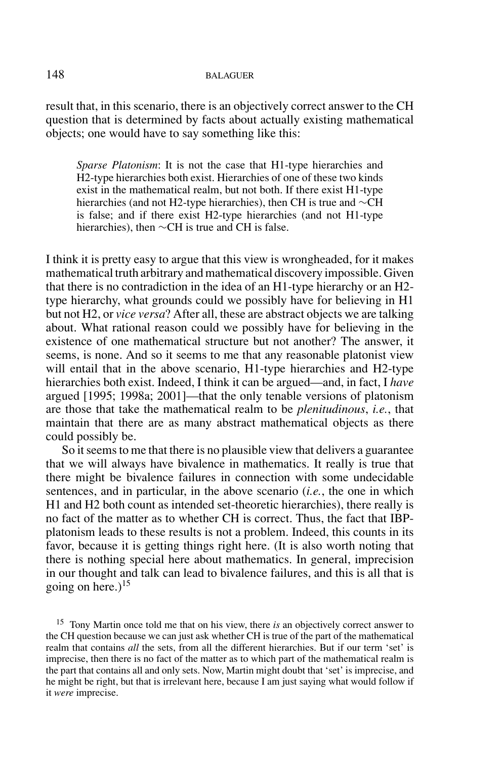result that, in this scenario, there is an objectively correct answer to the CH question that is determined by facts about actually existing mathematical objects; one would have to say something like this:

> *Sparse Platonism*: It is not the case that H1-type hierarchies and H2-type hierarchies both exist. Hierarchies of one of these two kinds exist in the mathematical realm, but not both. If there exist H1-type hierarchies (and not H2-type hierarchies), then CH is true and ∼CH is false; and if there exist H2-type hierarchies (and not H1-type hierarchies), then ∼CH is true and CH is false.

I think it is pretty easy to argue that this view is wrongheaded, for it makes mathematical truth arbitrary and mathematical discovery impossible. Given that there is no contradiction in the idea of an H1-type hierarchy or an H2-type hierarchy, what grounds could we possibly have for believing in H1 but not H2, or *vice versa*? After all, these are abstract objects we are talking about. What rational reason could we possibly have for believing in the existence of one mathematical structure but not another? The answer, it seems, is none. And so it seems to me that any reasonable platonist view will entail that in the above scenario, H1-type hierarchies and H2-type hierarchies both exist. Indeed, I think it can be argued—and, in fact, I *have* argued [1995; 1998a; 2001]—that the only tenable versions of platonism are those that take the mathematical realm to be *plenitudinous*, *i.e.*, that maintain that there are as many abstract mathematical objects as there could possibly be.

So it seems to me that there is no plausible view that delivers a guarantee that we will always have bivalence in mathematics. It really is true that there might be bivalence failures in connection with some undecidable sentences, and in particular, in the above scenario (*i.e.*, the one in which H1 and H2 both count as intended set-theoretic hierarchies), there really is no fact of the matter as to whether CH is correct. Thus, the fact that IBP-platonism leads to these results is not a problem. Indeed, this counts in its favor, because it is getting things right here. (It is also worth noting that there is nothing special here about mathematics. In general, imprecision in our thought and talk can lead to bivalence failures, and this is all that is going on here.)[15]

[15] Tony Martin once told me that on his view, there *is* an objectively correct answer to the CH question because we can just ask whether CH is true of the part of the mathematical realm that contains *all* the sets, from all the different hierarchies. But if our term 'set' is imprecise, then there is no fact of the matter as to which part of the mathematical realm is the part that contains all and only sets. Now, Martin might doubt that 'set' is imprecise, and he might be right, but that is irrelevant here, because I am just saying what would follow if it *were* imprecise.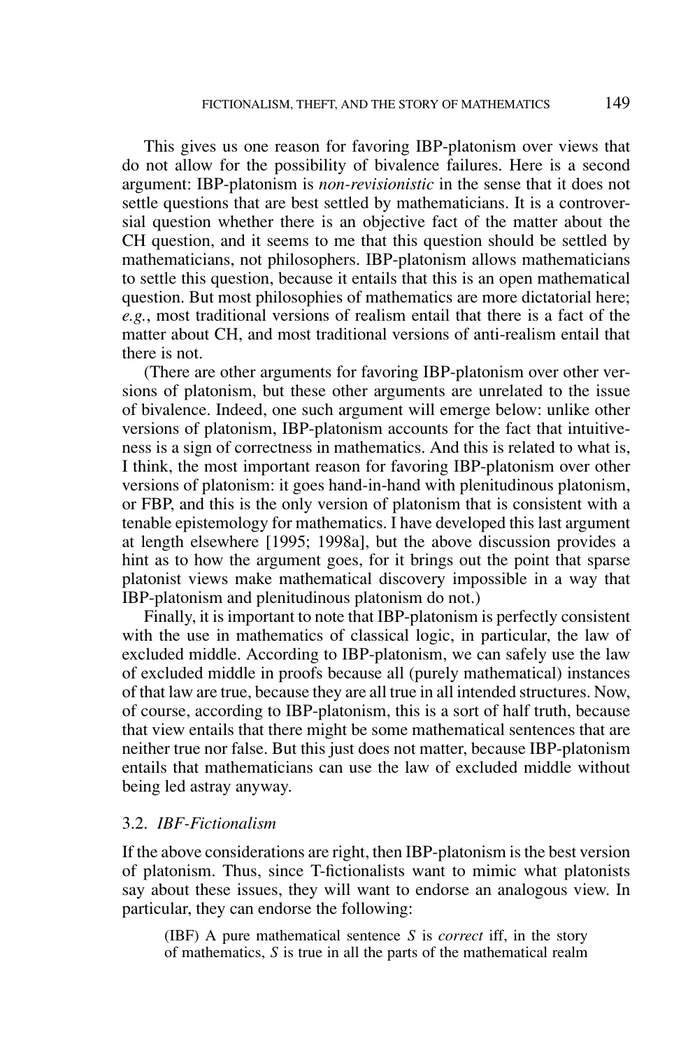This gives us one reason for favoring IBP-platonism over views that do not allow for the possibility of bivalence failures. Here is a second argument: IBP-platonism is *non-revisionistic* in the sense that it does not settle questions that are best settled by mathematicians. It is a controversial question whether there is an objective fact of the matter about the CH question, and it seems to me that this question should be settled by mathematicians, not philosophers. IBP-platonism allows mathematicians to settle this question, because it entails that this is an open mathematical question. But most philosophies of mathematics are more dictatorial here; *e.g.*, most traditional versions of realism entail that there is a fact of the matter about CH, and most traditional versions of anti-realism entail that there is not.

(There are other arguments for favoring IBP-platonism over other versions of platonism, but these other arguments are unrelated to the issue of bivalence. Indeed, one such argument will emerge below: unlike other versions of platonism, IBP-platonism accounts for the fact that intuitiveness is a sign of correctness in mathematics. And this is related to what is, I think, the most important reason for favoring IBP-platonism over other versions of platonism: it goes hand-in-hand with plenitudinous platonism, or FBP, and this is the only version of platonism that is consistent with a tenable epistemology for mathematics. I have developed this last argument at length elsewhere [1995; 1998a], but the above discussion provides a hint as to how the argument goes, for it brings out the point that sparse platonist views make mathematical discovery impossible in a way that IBP-platonism and plenitudinous platonism do not.)

Finally, it is important to note that IBP-platonism is perfectly consistent with the use in mathematics of classical logic, in particular, the law of excluded middle. According to IBP-platonism, we can safely use the law of excluded middle in proofs because all (purely mathematical) instances of that law are true, because they are all true in all intended structures. Now, of course, according to IBP-platonism, this is a sort of half truth, because that view entails that there might be some mathematical sentences that are neither true nor false. But this just does not matter, because IBP-platonism entails that mathematicians can use the law of excluded middle without being led astray anyway.

### 3.2. *IBF-Fictionalism*

If the above considerations are right, then IBP-platonism is the best version of platonism. Thus, since T-fictionalists want to mimic what platonists say about these issues, they will want to endorse an analogous view. In particular, they can endorse the following:

> (IBF) A pure mathematical sentence $S$ is *correct* iff, in the story of mathematics, $S$ is true in all the parts of the mathematical realm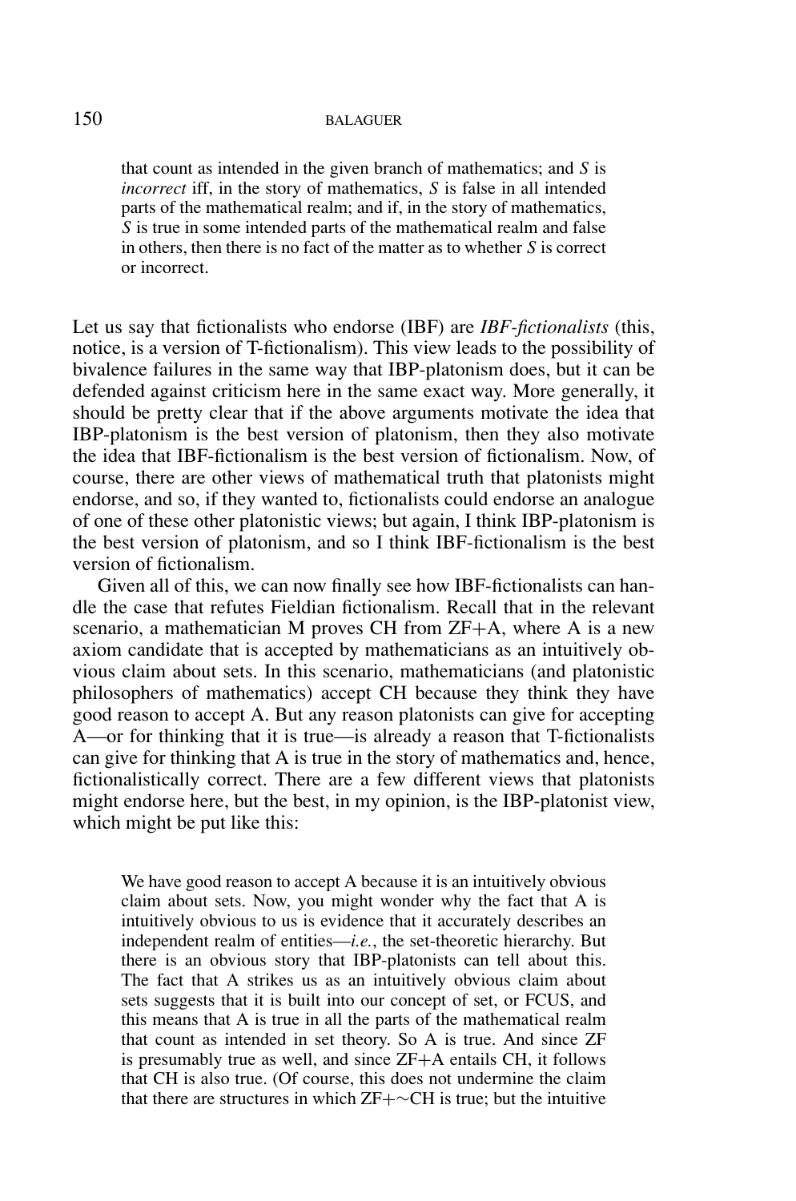> that count as intended in the given branch of mathematics; and *S* is *incorrect* iff, in the story of mathematics, *S* is false in all intended parts of the mathematical realm; and if, in the story of mathematics, *S* is true in some intended parts of the mathematical realm and false in others, then there is no fact of the matter as to whether *S* is correct or incorrect.

Let us say that fictionalists who endorse (IBF) are *IBF-fictionalists* (this, notice, is a version of T-fictionalism). This view leads to the possibility of bivalence failures in the same way that IBP-platonism does, but it can be defended against criticism here in the same exact way. More generally, it should be pretty clear that if the above arguments motivate the idea that IBP-platonism is the best version of platonism, then they also motivate the idea that IBF-fictionalism is the best version of fictionalism. Now, of course, there are other views of mathematical truth that platonists might endorse, and so, if they wanted to, fictionalists could endorse an analogue of one of these other platonistic views; but again, I think IBP-platonism is the best version of platonism, and so I think IBF-fictionalism is the best version of fictionalism.

Given all of this, we can now finally see how IBF-fictionalists can handle the case that refutes Fieldian fictionalism. Recall that in the relevant scenario, a mathematician M proves CH from ZF+A, where A is a new axiom candidate that is accepted by mathematicians as an intuitively obvious claim about sets. In this scenario, mathematicians (and platonistic philosophers of mathematics) accept CH because they think they have good reason to accept A. But any reason platonists can give for accepting A—or for thinking that it is true—is already a reason that T-fictionalists can give for thinking that A is true in the story of mathematics and, hence, fictionalistically correct. There are a few different views that platonists might endorse here, but the best, in my opinion, is the IBP-platonist view, which might be put like this:

> We have good reason to accept A because it is an intuitively obvious claim about sets. Now, you might wonder why the fact that A is intuitively obvious to us is evidence that it accurately describes an independent realm of entities—*i.e.*, the set-theoretic hierarchy. But there is an obvious story that IBP-platonists can tell about this. The fact that A strikes us as an intuitively obvious claim about sets suggests that it is built into our concept of set, or FCUS, and this means that A is true in all the parts of the mathematical realm that count as intended in set theory. So A is true. And since ZF is presumably true as well, and since ZF+A entails CH, it follows that CH is also true. (Of course, this does not undermine the claim that there are structures in which ZF+∼CH is true; but the intuitive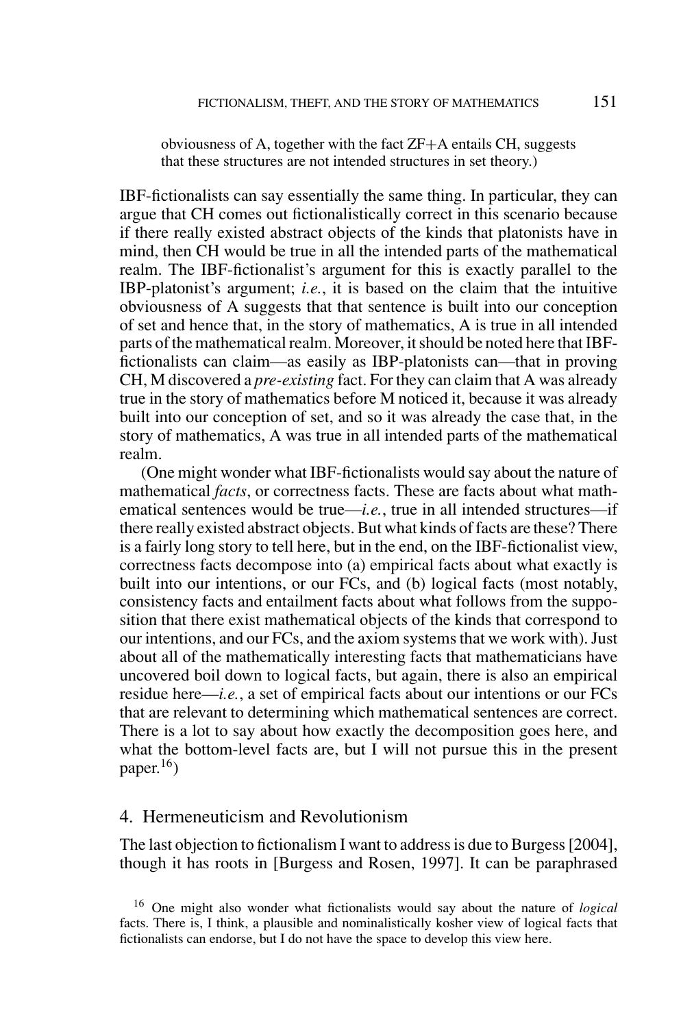obviousness of A, together with the fact ZF+A entails CH, suggests that these structures are not intended structures in set theory.)

IBF-fictionalists can say essentially the same thing. In particular, they can argue that CH comes out fictionalistically correct in this scenario because if there really existed abstract objects of the kinds that platonists have in mind, then CH would be true in all the intended parts of the mathematical realm. The IBF-fictionalist's argument for this is exactly parallel to the IBP-platonist's argument; *i.e.*, it is based on the claim that the intuitive obviousness of A suggests that that sentence is built into our conception of set and hence that, in the story of mathematics, A is true in all intended parts of the mathematical realm. Moreover, it should be noted here that IBF-fictionalists can claim—as easily as IBP-platonists can—that in proving CH, M discovered a *pre-existing* fact. For they can claim that A was already true in the story of mathematics before M noticed it, because it was already built into our conception of set, and so it was already the case that, in the story of mathematics, A was true in all intended parts of the mathematical realm.

(One might wonder what IBF-fictionalists would say about the nature of mathematical *facts*, or correctness facts. These are facts about what mathematical sentences would be true—*i.e.*, true in all intended structures—if there really existed abstract objects. But what kinds of facts are these? There is a fairly long story to tell here, but in the end, on the IBF-fictionalist view, correctness facts decompose into (a) empirical facts about what exactly is built into our intentions, or our FCs, and (b) logical facts (most notably, consistency facts and entailment facts about what follows from the supposition that there exist mathematical objects of the kinds that correspond to our intentions, and our FCs, and the axiom systems that we work with). Just about all of the mathematically interesting facts that mathematicians have uncovered boil down to logical facts, but again, there is also an empirical residue here—*i.e.*, a set of empirical facts about our intentions or our FCs that are relevant to determining which mathematical sentences are correct. There is a lot to say about how exactly the decomposition goes here, and what the bottom-level facts are, but I will not pursue this in the present paper.[16])

## 4. Hermeneuticism and Revolutionism

The last objection to fictionalism I want to address is due to Burgess [2004], though it has roots in [Burgess and Rosen, 1997]. It can be paraphrased

[16] One might also wonder what fictionalists would say about the nature of *logical* facts. There is, I think, a plausible and nominalistically kosher view of logical facts that fictionalists can endorse, but I do not have the space to develop this view here.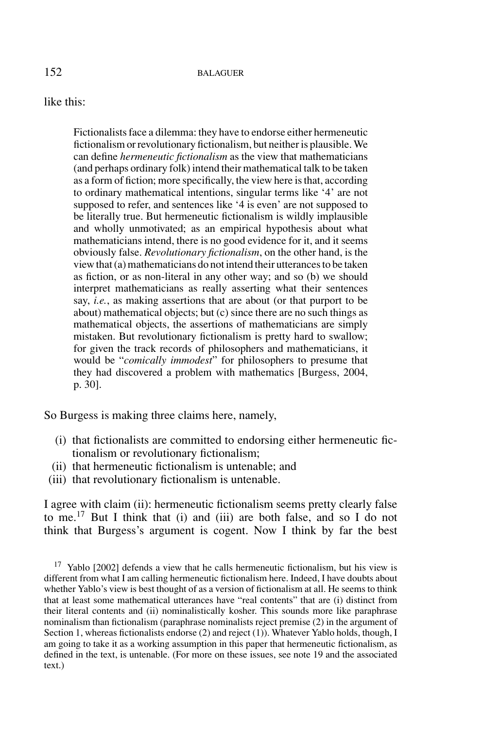like this:

> Fictionalists face a dilemma: they have to endorse either hermeneutic fictionalism or revolutionary fictionalism, but neither is plausible. We can define *hermeneutic fictionalism* as the view that mathematicians (and perhaps ordinary folk) intend their mathematical talk to be taken as a form of fiction; more specifically, the view here is that, according to ordinary mathematical intentions, singular terms like '4' are not supposed to refer, and sentences like '4 is even' are not supposed to be literally true. But hermeneutic fictionalism is wildly implausible and wholly unmotivated; as an empirical hypothesis about what mathematicians intend, there is no good evidence for it, and it seems obviously false. *Revolutionary fictionalism*, on the other hand, is the view that (a) mathematicians do not intend their utterances to be taken as fiction, or as non-literal in any other way; and so (b) we should interpret mathematicians as really asserting what their sentences say, *i.e.*, as making assertions that are about (or that purport to be about) mathematical objects; but (c) since there are no such things as mathematical objects, the assertions of mathematicians are simply mistaken. But revolutionary fictionalism is pretty hard to swallow; for given the track records of philosophers and mathematicians, it would be "*comically immodest*" for philosophers to presume that they had discovered a problem with mathematics [Burgess, 2004, p. 30].

So Burgess is making three claims here, namely,

(i) that fictionalists are committed to endorsing either hermeneutic fictionalism or revolutionary fictionalism;
(ii) that hermeneutic fictionalism is untenable; and
(iii) that revolutionary fictionalism is untenable.

I agree with claim (ii): hermeneutic fictionalism seems pretty clearly false to me.[17] But I think that (i) and (iii) are both false, and so I do not think that Burgess's argument is cogent. Now I think by far the best

[17] Yablo [2002] defends a view that he calls hermeneutic fictionalism, but his view is different from what I am calling hermeneutic fictionalism here. Indeed, I have doubts about whether Yablo's view is best thought of as a version of fictionalism at all. He seems to think that at least some mathematical utterances have "real contents" that are (i) distinct from their literal contents and (ii) nominalistically kosher. This sounds more like paraphrase nominalism than fictionalism (paraphrase nominalists reject premise (2) in the argument of Section 1, whereas fictionalists endorse (2) and reject (1)). Whatever Yablo holds, though, I am going to take it as a working assumption in this paper that hermeneutic fictionalism, as defined in the text, is untenable. (For more on these issues, see note 19 and the associated text.)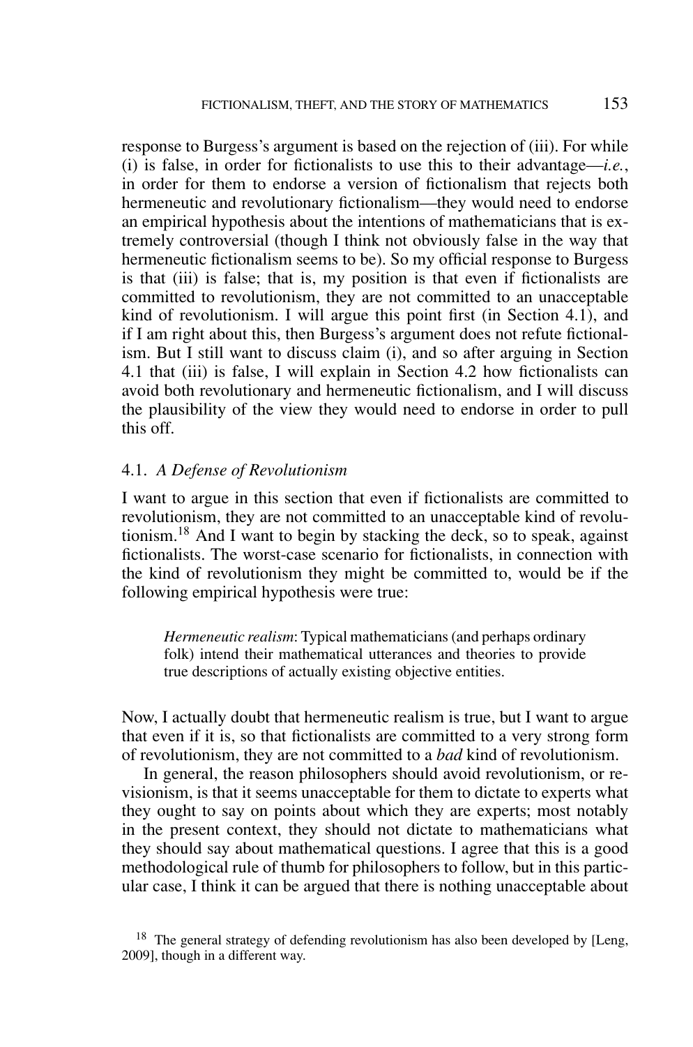response to Burgess's argument is based on the rejection of (iii). For while (i) is false, in order for fictionalists to use this to their advantage—*i.e.*, in order for them to endorse a version of fictionalism that rejects both hermeneutic and revolutionary fictionalism—they would need to endorse an empirical hypothesis about the intentions of mathematicians that is extremely controversial (though I think not obviously false in the way that hermeneutic fictionalism seems to be). So my official response to Burgess is that (iii) is false; that is, my position is that even if fictionalists are committed to revolutionism, they are not committed to an unacceptable kind of revolutionism. I will argue this point first (in Section 4.1), and if I am right about this, then Burgess's argument does not refute fictionalism. But I still want to discuss claim (i), and so after arguing in Section 4.1 that (iii) is false, I will explain in Section 4.2 how fictionalists can avoid both revolutionary and hermeneutic fictionalism, and I will discuss the plausibility of the view they would need to endorse in order to pull this off.

### 4.1. *A Defense of Revolutionism*

I want to argue in this section that even if fictionalists are committed to revolutionism, they are not committed to an unacceptable kind of revolutionism.[18] And I want to begin by stacking the deck, so to speak, against fictionalists. The worst-case scenario for fictionalists, in connection with the kind of revolutionism they might be committed to, would be if the following empirical hypothesis were true:

> *Hermeneutic realism*: Typical mathematicians (and perhaps ordinary folk) intend their mathematical utterances and theories to provide true descriptions of actually existing objective entities.

Now, I actually doubt that hermeneutic realism is true, but I want to argue that even if it is, so that fictionalists are committed to a very strong form of revolutionism, they are not committed to a *bad* kind of revolutionism.

In general, the reason philosophers should avoid revolutionism, or revisionism, is that it seems unacceptable for them to dictate to experts what they ought to say on points about which they are experts; most notably in the present context, they should not dictate to mathematicians what they should say about mathematical questions. I agree that this is a good methodological rule of thumb for philosophers to follow, but in this particular case, I think it can be argued that there is nothing unacceptable about

[18] The general strategy of defending revolutionism has also been developed by [Leng, 2009], though in a different way.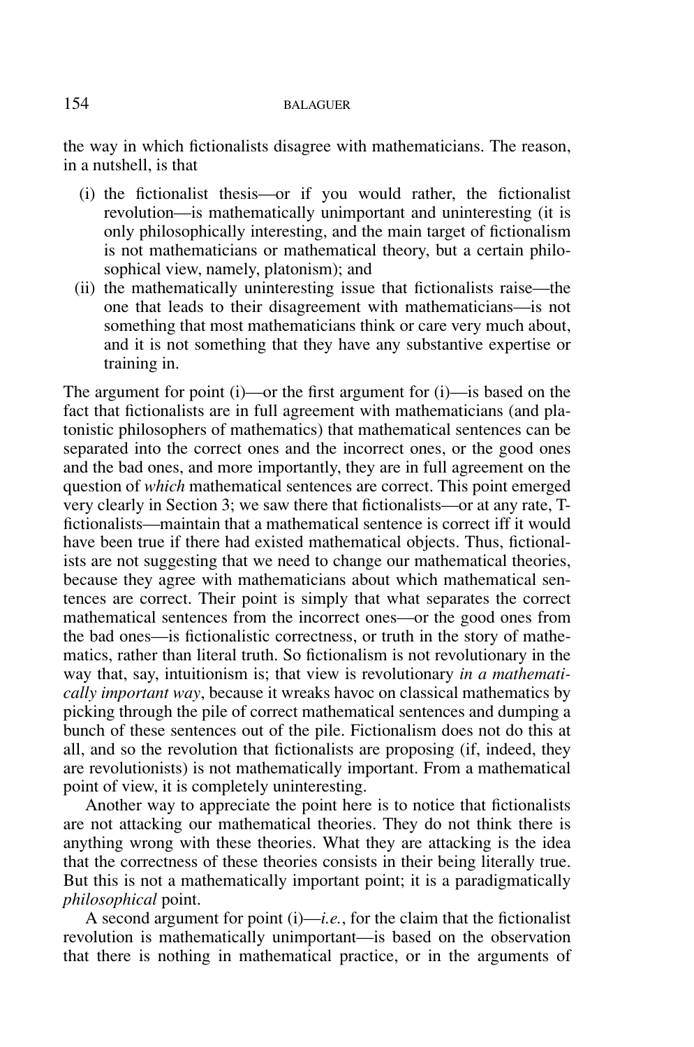the way in which fictionalists disagree with mathematicians. The reason, in a nutshell, is that

(i) the fictionalist thesis—or if you would rather, the fictionalist revolution—is mathematically unimportant and uninteresting (it is only philosophically interesting, and the main target of fictionalism is not mathematicians or mathematical theory, but a certain philosophical view, namely, platonism); and

(ii) the mathematically uninteresting issue that fictionalists raise—the one that leads to their disagreement with mathematicians—is not something that most mathematicians think or care very much about, and it is not something that they have any substantive expertise or training in.

The argument for point (i)—or the first argument for (i)—is based on the fact that fictionalists are in full agreement with mathematicians (and platonistic philosophers of mathematics) that mathematical sentences can be separated into the correct ones and the incorrect ones, or the good ones and the bad ones, and more importantly, they are in full agreement on the question of *which* mathematical sentences are correct. This point emerged very clearly in Section 3; we saw there that fictionalists—or at any rate, T-fictionalists—maintain that a mathematical sentence is correct iff it would have been true if there had existed mathematical objects. Thus, fictionalists are not suggesting that we need to change our mathematical theories, because they agree with mathematicians about which mathematical sentences are correct. Their point is simply that what separates the correct mathematical sentences from the incorrect ones—or the good ones from the bad ones—is fictionalistic correctness, or truth in the story of mathematics, rather than literal truth. So fictionalism is not revolutionary in the way that, say, intuitionism is; that view is revolutionary *in a mathematically important way*, because it wreaks havoc on classical mathematics by picking through the pile of correct mathematical sentences and dumping a bunch of these sentences out of the pile. Fictionalism does not do this at all, and so the revolution that fictionalists are proposing (if, indeed, they are revolutionists) is not mathematically important. From a mathematical point of view, it is completely uninteresting.

Another way to appreciate the point here is to notice that fictionalists are not attacking our mathematical theories. They do not think there is anything wrong with these theories. What they are attacking is the idea that the correctness of these theories consists in their being literally true. But this is not a mathematically important point; it is a paradigmatically *philosophical* point.

A second argument for point (i)—*i.e.*, for the claim that the fictionalist revolution is mathematically unimportant—is based on the observation that there is nothing in mathematical practice, or in the arguments of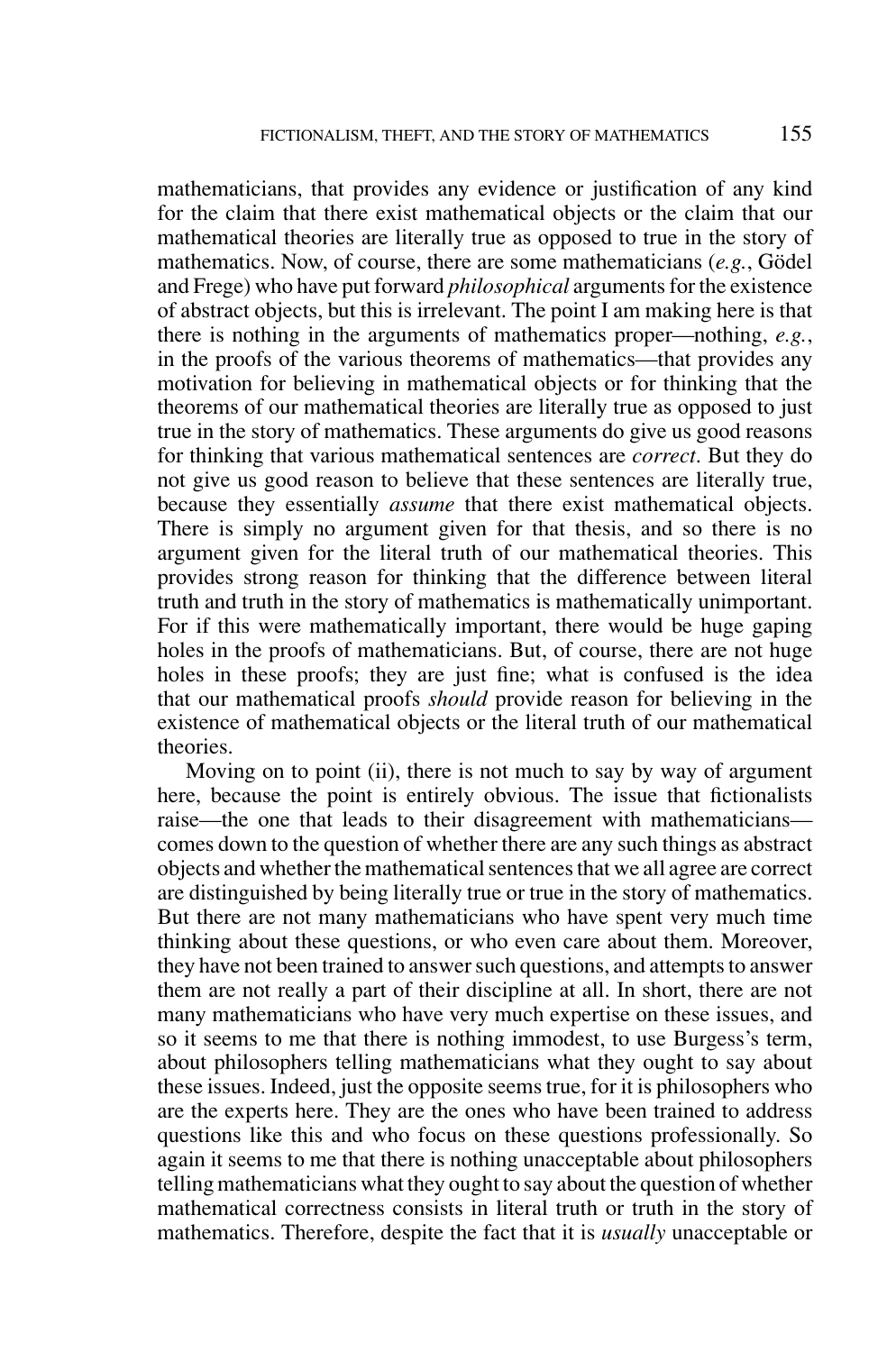mathematicians, that provides any evidence or justification of any kind for the claim that there exist mathematical objects or the claim that our mathematical theories are literally true as opposed to true in the story of mathematics. Now, of course, there are some mathematicians (*e.g.*, Gödel and Frege) who have put forward *philosophical* arguments for the existence of abstract objects, but this is irrelevant. The point I am making here is that there is nothing in the arguments of mathematics proper—nothing, *e.g.*, in the proofs of the various theorems of mathematics—that provides any motivation for believing in mathematical objects or for thinking that the theorems of our mathematical theories are literally true as opposed to just true in the story of mathematics. These arguments do give us good reasons for thinking that various mathematical sentences are *correct*. But they do not give us good reason to believe that these sentences are literally true, because they essentially *assume* that there exist mathematical objects. There is simply no argument given for that thesis, and so there is no argument given for the literal truth of our mathematical theories. This provides strong reason for thinking that the difference between literal truth and truth in the story of mathematics is mathematically unimportant. For if this were mathematically important, there would be huge gaping holes in the proofs of mathematicians. But, of course, there are not huge holes in these proofs; they are just fine; what is confused is the idea that our mathematical proofs *should* provide reason for believing in the existence of mathematical objects or the literal truth of our mathematical theories.

Moving on to point (ii), there is not much to say by way of argument here, because the point is entirely obvious. The issue that fictionalists raise—the one that leads to their disagreement with mathematicians—comes down to the question of whether there are any such things as abstract objects and whether the mathematical sentences that we all agree are correct are distinguished by being literally true or true in the story of mathematics. But there are not many mathematicians who have spent very much time thinking about these questions, or who even care about them. Moreover, they have not been trained to answer such questions, and attempts to answer them are not really a part of their discipline at all. In short, there are not many mathematicians who have very much expertise on these issues, and so it seems to me that there is nothing immodest, to use Burgess's term, about philosophers telling mathematicians what they ought to say about these issues. Indeed, just the opposite seems true, for it is philosophers who are the experts here. They are the ones who have been trained to address questions like this and who focus on these questions professionally. So again it seems to me that there is nothing unacceptable about philosophers telling mathematicians what they ought to say about the question of whether mathematical correctness consists in literal truth or truth in the story of mathematics. Therefore, despite the fact that it is *usually* unacceptable or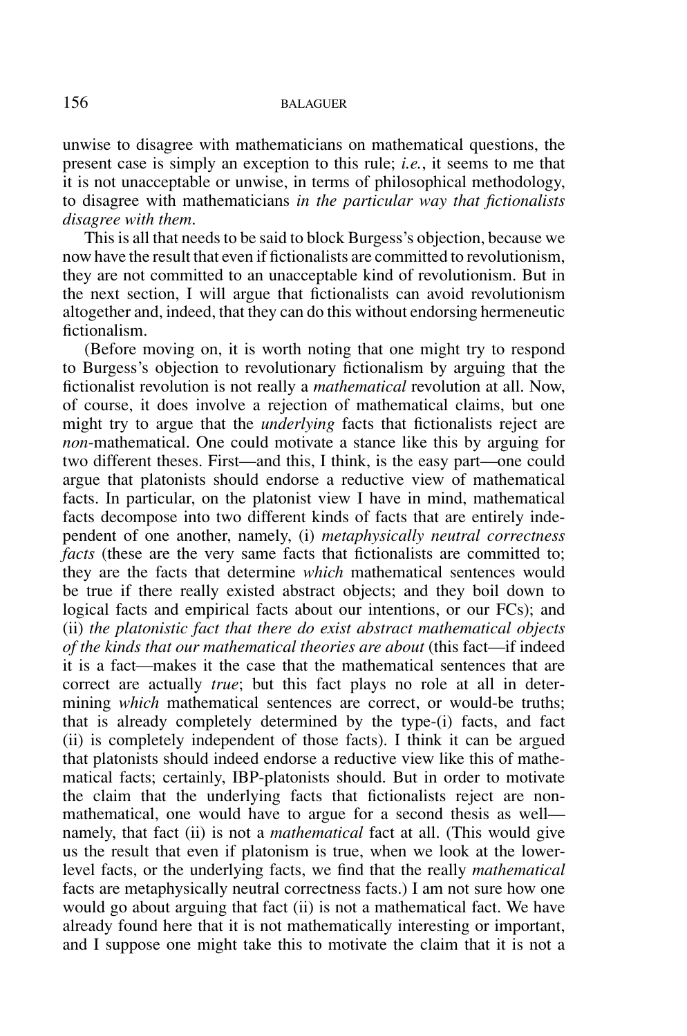unwise to disagree with mathematicians on mathematical questions, the present case is simply an exception to this rule; *i.e.*, it seems to me that it is not unacceptable or unwise, in terms of philosophical methodology, to disagree with mathematicians *in the particular way that fictionalists disagree with them*.

This is all that needs to be said to block Burgess's objection, because we now have the result that even if fictionalists are committed to revolutionism, they are not committed to an unacceptable kind of revolutionism. But in the next section, I will argue that fictionalists can avoid revolutionism altogether and, indeed, that they can do this without endorsing hermeneutic fictionalism.

(Before moving on, it is worth noting that one might try to respond to Burgess's objection to revolutionary fictionalism by arguing that the fictionalist revolution is not really a *mathematical* revolution at all. Now, of course, it does involve a rejection of mathematical claims, but one might try to argue that the *underlying* facts that fictionalists reject are *non*-mathematical. One could motivate a stance like this by arguing for two different theses. First—and this, I think, is the easy part—one could argue that platonists should endorse a reductive view of mathematical facts. In particular, on the platonist view I have in mind, mathematical facts decompose into two different kinds of facts that are entirely independent of one another, namely, (i) *metaphysically neutral correctness facts* (these are the very same facts that fictionalists are committed to; they are the facts that determine *which* mathematical sentences would be true if there really existed abstract objects; and they boil down to logical facts and empirical facts about our intentions, or our FCs); and (ii) *the platonistic fact that there do exist abstract mathematical objects of the kinds that our mathematical theories are about* (this fact—if indeed it is a fact—makes it the case that the mathematical sentences that are correct are actually *true*; but this fact plays no role at all in determining *which* mathematical sentences are correct, or would-be truths; that is already completely determined by the type-(i) facts, and fact (ii) is completely independent of those facts). I think it can be argued that platonists should indeed endorse a reductive view like this of mathematical facts; certainly, IBP-platonists should. But in order to motivate the claim that the underlying facts that fictionalists reject are non-mathematical, one would have to argue for a second thesis as well—namely, that fact (ii) is not a *mathematical* fact at all. (This would give us the result that even if platonism is true, when we look at the lower-level facts, or the underlying facts, we find that the really *mathematical* facts are metaphysically neutral correctness facts.) I am not sure how one would go about arguing that fact (ii) is not a mathematical fact. We have already found here that it is not mathematically interesting or important, and I suppose one might take this to motivate the claim that it is not a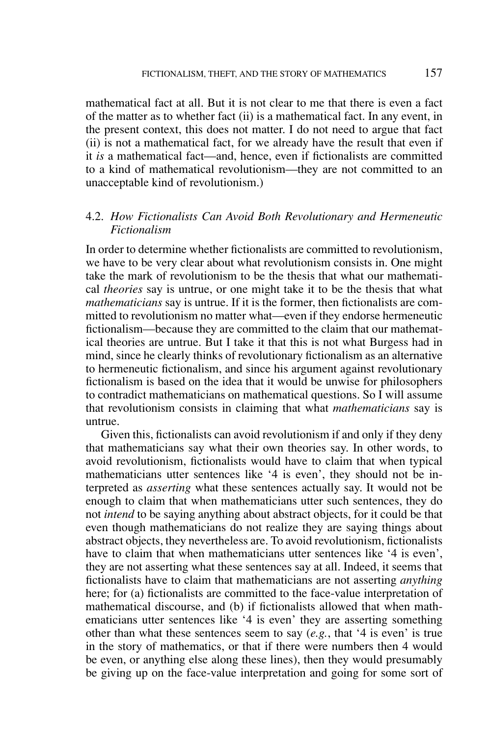mathematical fact at all. But it is not clear to me that there is even a fact of the matter as to whether fact (ii) is a mathematical fact. In any event, in the present context, this does not matter. I do not need to argue that fact (ii) is not a mathematical fact, for we already have the result that even if it *is* a mathematical fact—and, hence, even if fictionalists are committed to a kind of mathematical revolutionism—they are not committed to an unacceptable kind of revolutionism.)

### 4.2. *How Fictionalists Can Avoid Both Revolutionary and Hermeneutic Fictionalism*

In order to determine whether fictionalists are committed to revolutionism, we have to be very clear about what revolutionism consists in. One might take the mark of revolutionism to be the thesis that what our mathematical *theories* say is untrue, or one might take it to be the thesis that what *mathematicians* say is untrue. If it is the former, then fictionalists are committed to revolutionism no matter what—even if they endorse hermeneutic fictionalism—because they are committed to the claim that our mathematical theories are untrue. But I take it that this is not what Burgess had in mind, since he clearly thinks of revolutionary fictionalism as an alternative to hermeneutic fictionalism, and since his argument against revolutionary fictionalism is based on the idea that it would be unwise for philosophers to contradict mathematicians on mathematical questions. So I will assume that revolutionism consists in claiming that what *mathematicians* say is untrue.

Given this, fictionalists can avoid revolutionism if and only if they deny that mathematicians say what their own theories say. In other words, to avoid revolutionism, fictionalists would have to claim that when typical mathematicians utter sentences like '4 is even', they should not be interpreted as *asserting* what these sentences actually say. It would not be enough to claim that when mathematicians utter such sentences, they do not *intend* to be saying anything about abstract objects, for it could be that even though mathematicians do not realize they are saying things about abstract objects, they nevertheless are. To avoid revolutionism, fictionalists have to claim that when mathematicians utter sentences like '4 is even', they are not asserting what these sentences say at all. Indeed, it seems that fictionalists have to claim that mathematicians are not asserting *anything* here; for (a) fictionalists are committed to the face-value interpretation of mathematical discourse, and (b) if fictionalists allowed that when mathematicians utter sentences like '4 is even' they are asserting something other than what these sentences seem to say (*e.g.*, that '4 is even' is true in the story of mathematics, or that if there were numbers then 4 would be even, or anything else along these lines), then they would presumably be giving up on the face-value interpretation and going for some sort of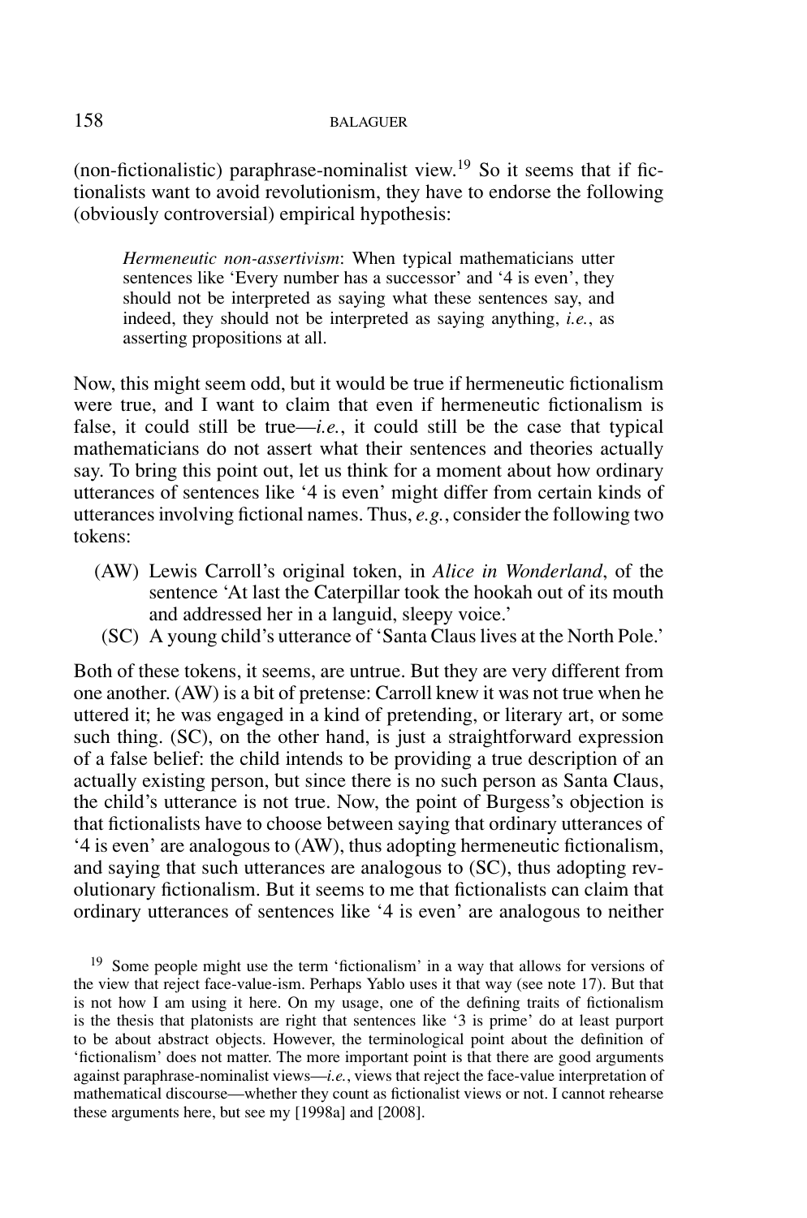(non-fictionalistic) paraphrase-nominalist view.[19] So it seems that if fictionalists want to avoid revolutionism, they have to endorse the following (obviously controversial) empirical hypothesis:

> *Hermeneutic non-assertivism*: When typical mathematicians utter sentences like 'Every number has a successor' and '4 is even', they should not be interpreted as saying what these sentences say, and indeed, they should not be interpreted as saying anything, *i.e.*, as asserting propositions at all.

Now, this might seem odd, but it would be true if hermeneutic fictionalism were true, and I want to claim that even if hermeneutic fictionalism is false, it could still be true—*i.e.*, it could still be the case that typical mathematicians do not assert what their sentences and theories actually say. To bring this point out, let us think for a moment about how ordinary utterances of sentences like '4 is even' might differ from certain kinds of utterances involving fictional names. Thus, *e.g.*, consider the following two tokens:

- (AW) Lewis Carroll's original token, in *Alice in Wonderland*, of the sentence 'At last the Caterpillar took the hookah out of its mouth and addressed her in a languid, sleepy voice.'
- (SC) A young child's utterance of 'Santa Claus lives at the North Pole.'

Both of these tokens, it seems, are untrue. But they are very different from one another. (AW) is a bit of pretense: Carroll knew it was not true when he uttered it; he was engaged in a kind of pretending, or literary art, or some such thing. (SC), on the other hand, is just a straightforward expression of a false belief: the child intends to be providing a true description of an actually existing person, but since there is no such person as Santa Claus, the child's utterance is not true. Now, the point of Burgess's objection is that fictionalists have to choose between saying that ordinary utterances of '4 is even' are analogous to (AW), thus adopting hermeneutic fictionalism, and saying that such utterances are analogous to (SC), thus adopting revolutionary fictionalism. But it seems to me that fictionalists can claim that ordinary utterances of sentences like '4 is even' are analogous to neither

[19] Some people might use the term 'fictionalism' in a way that allows for versions of the view that reject face-value-ism. Perhaps Yablo uses it that way (see note 17). But that is not how I am using it here. On my usage, one of the defining traits of fictionalism is the thesis that platonists are right that sentences like '3 is prime' do at least purport to be about abstract objects. However, the terminological point about the definition of 'fictionalism' does not matter. The more important point is that there are good arguments against paraphrase-nominalist views—*i.e.*, views that reject the face-value interpretation of mathematical discourse—whether they count as fictionalist views or not. I cannot rehearse these arguments here, but see my [1998a] and [2008].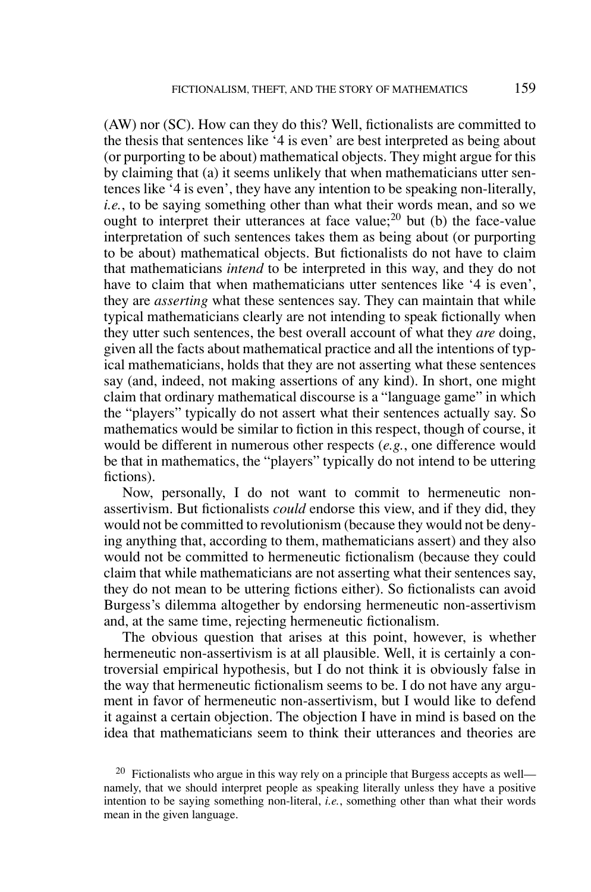(AW) nor (SC). How can they do this? Well, fictionalists are committed to the thesis that sentences like '4 is even' are best interpreted as being about (or purporting to be about) mathematical objects. They might argue for this by claiming that (a) it seems unlikely that when mathematicians utter sentences like '4 is even', they have any intention to be speaking non-literally, *i.e.*, to be saying something other than what their words mean, and so we ought to interpret their utterances at face value;[20] but (b) the face-value interpretation of such sentences takes them as being about (or purporting to be about) mathematical objects. But fictionalists do not have to claim that mathematicians *intend* to be interpreted in this way, and they do not have to claim that when mathematicians utter sentences like '4 is even', they are *asserting* what these sentences say. They can maintain that while typical mathematicians clearly are not intending to speak fictionally when they utter such sentences, the best overall account of what they *are* doing, given all the facts about mathematical practice and all the intentions of typical mathematicians, holds that they are not asserting what these sentences say (and, indeed, not making assertions of any kind). In short, one might claim that ordinary mathematical discourse is a "language game" in which the "players" typically do not assert what their sentences actually say. So mathematics would be similar to fiction in this respect, though of course, it would be different in numerous other respects (*e.g.*, one difference would be that in mathematics, the "players" typically do not intend to be uttering fictions).

Now, personally, I do not want to commit to hermeneutic non-assertivism. But fictionalists *could* endorse this view, and if they did, they would not be committed to revolutionism (because they would not be denying anything that, according to them, mathematicians assert) and they also would not be committed to hermeneutic fictionalism (because they could claim that while mathematicians are not asserting what their sentences say, they do not mean to be uttering fictions either). So fictionalists can avoid Burgess's dilemma altogether by endorsing hermeneutic non-assertivism and, at the same time, rejecting hermeneutic fictionalism.

The obvious question that arises at this point, however, is whether hermeneutic non-assertivism is at all plausible. Well, it is certainly a controversial empirical hypothesis, but I do not think it is obviously false in the way that hermeneutic fictionalism seems to be. I do not have any argument in favor of hermeneutic non-assertivism, but I would like to defend it against a certain objection. The objection I have in mind is based on the idea that mathematicians seem to think their utterances and theories are

[20] Fictionalists who argue in this way rely on a principle that Burgess accepts as well—namely, that we should interpret people as speaking literally unless they have a positive intention to be saying something non-literal, *i.e.*, something other than what their words mean in the given language.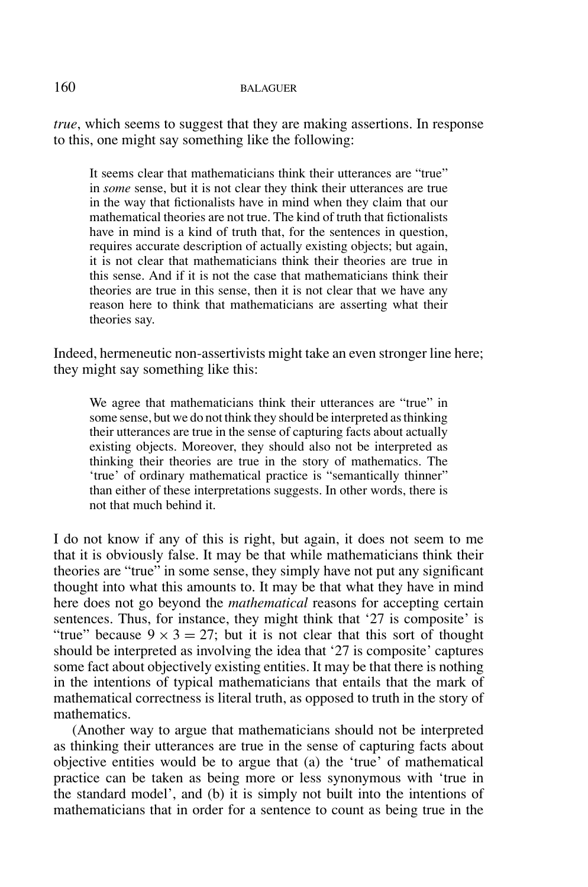*true*, which seems to suggest that they are making assertions. In response to this, one might say something like the following:

> It seems clear that mathematicians think their utterances are "true" in *some* sense, but it is not clear they think their utterances are true in the way that fictionalists have in mind when they claim that our mathematical theories are not true. The kind of truth that fictionalists have in mind is a kind of truth that, for the sentences in question, requires accurate description of actually existing objects; but again, it is not clear that mathematicians think their theories are true in this sense. And if it is not the case that mathematicians think their theories are true in this sense, then it is not clear that we have any reason here to think that mathematicians are asserting what their theories say.

Indeed, hermeneutic non-assertivists might take an even stronger line here; they might say something like this:

> We agree that mathematicians think their utterances are "true" in some sense, but we do not think they should be interpreted as thinking their utterances are true in the sense of capturing facts about actually existing objects. Moreover, they should also not be interpreted as thinking their theories are true in the story of mathematics. The 'true' of ordinary mathematical practice is "semantically thinner" than either of these interpretations suggests. In other words, there is not that much behind it.

I do not know if any of this is right, but again, it does not seem to me that it is obviously false. It may be that while mathematicians think their theories are "true" in some sense, they simply have not put any significant thought into what this amounts to. It may be that what they have in mind here does not go beyond the *mathematical* reasons for accepting certain sentences. Thus, for instance, they might think that '27 is composite' is "true" because $9 \times 3 = 27$; but it is not clear that this sort of thought should be interpreted as involving the idea that '27 is composite' captures some fact about objectively existing entities. It may be that there is nothing in the intentions of typical mathematicians that entails that the mark of mathematical correctness is literal truth, as opposed to truth in the story of mathematics.

(Another way to argue that mathematicians should not be interpreted as thinking their utterances are true in the sense of capturing facts about objective entities would be to argue that (a) the 'true' of mathematical practice can be taken as being more or less synonymous with 'true in the standard model', and (b) it is simply not built into the intentions of mathematicians that in order for a sentence to count as being true in the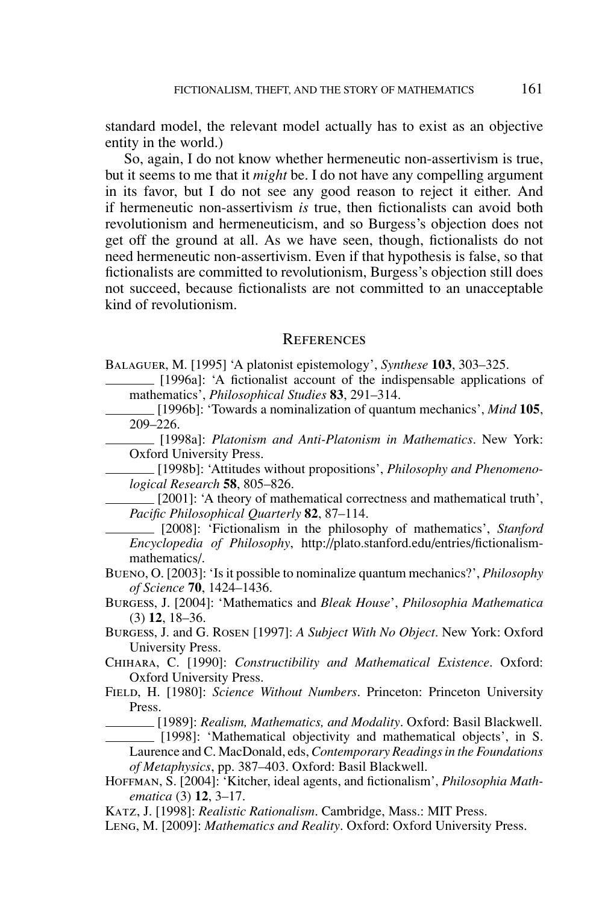standard model, the relevant model actually has to exist as an objective entity in the world.)

So, again, I do not know whether hermeneutic non-assertivism is true, but it seems to me that it *might* be. I do not have any compelling argument in its favor, but I do not see any good reason to reject it either. And if hermeneutic non-assertivism *is* true, then fictionalists can avoid both revolutionism and hermeneuticism, and so Burgess's objection does not get off the ground at all. As we have seen, though, fictionalists do not need hermeneutic non-assertivism. Even if that hypothesis is false, so that fictionalists are committed to revolutionism, Burgess's objection still does not succeed, because fictionalists are not committed to an unacceptable kind of revolutionism.

## References

Balaguer, M. [1995] 'A platonist epistemology', *Synthese* **103**, 303–325.

——— [1996a]: 'A fictionalist account of the indispensable applications of mathematics', *Philosophical Studies* **83**, 291–314.

——— [1996b]: 'Towards a nominalization of quantum mechanics', *Mind* **105**, 209–226.

——— [1998a]: *Platonism and Anti-Platonism in Mathematics*. New York: Oxford University Press.

——— [1998b]: 'Attitudes without propositions', *Philosophy and Phenomenological Research* **58**, 805–826.

——— [2001]: 'A theory of mathematical correctness and mathematical truth', *Pacific Philosophical Quarterly* **82**, 87–114.

——— [2008]: 'Fictionalism in the philosophy of mathematics', *Stanford Encyclopedia of Philosophy*, http://plato.stanford.edu/entries/fictionalism-mathematics/.

Bueno, O. [2003]: 'Is it possible to nominalize quantum mechanics?', *Philosophy of Science* **70**, 1424–1436.

Burgess, J. [2004]: 'Mathematics and *Bleak House*', *Philosophia Mathematica* (3) **12**, 18–36.

Burgess, J. and G. Rosen [1997]: *A Subject With No Object*. New York: Oxford University Press.

Chihara, C. [1990]: *Constructibility and Mathematical Existence*. Oxford: Oxford University Press.

Field, H. [1980]: *Science Without Numbers*. Princeton: Princeton University Press.

——— [1989]: *Realism, Mathematics, and Modality*. Oxford: Basil Blackwell.

——— [1998]: 'Mathematical objectivity and mathematical objects', in S. Laurence and C. MacDonald, eds, *Contemporary Readings in the Foundations of Metaphysics*, pp. 387–403. Oxford: Basil Blackwell.

Hoffman, S. [2004]: 'Kitcher, ideal agents, and fictionalism', *Philosophia Mathematica* (3) **12**, 3–17.

Katz, J. [1998]: *Realistic Rationalism*. Cambridge, Mass.: MIT Press.

Leng, M. [2009]: *Mathematics and Reality*. Oxford: Oxford University Press.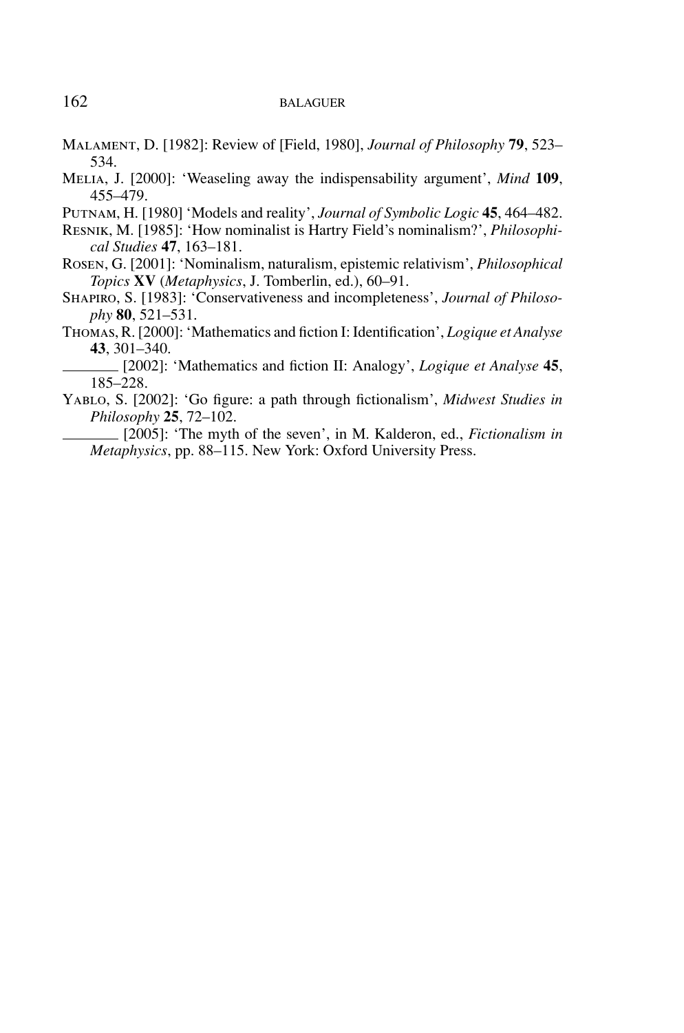Malament, D. [1982]: Review of [Field, 1980], *Journal of Philosophy* **79**, 523–534.

Melia, J. [2000]: 'Weaseling away the indispensability argument', *Mind* **109**, 455–479.

Putnam, H. [1980] 'Models and reality', *Journal of Symbolic Logic* **45**, 464–482.

Resnik, M. [1985]: 'How nominalist is Hartry Field's nominalism?', *Philosophical Studies* **47**, 163–181.

Rosen, G. [2001]: 'Nominalism, naturalism, epistemic relativism', *Philosophical Topics* **XV** (*Metaphysics*, J. Tomberlin, ed.), 60–91.

Shapiro, S. [1983]: 'Conservativeness and incompleteness', *Journal of Philosophy* **80**, 521–531.

Thomas, R. [2000]: 'Mathematics and fiction I: Identification', *Logique et Analyse* **43**, 301–340.

\_\_\_\_\_\_\_ [2002]: 'Mathematics and fiction II: Analogy', *Logique et Analyse* **45**, 185–228.

Yablo, S. [2002]: 'Go figure: a path through fictionalism', *Midwest Studies in Philosophy* **25**, 72–102.

\_\_\_\_\_\_\_ [2005]: 'The myth of the seven', in M. Kalderon, ed., *Fictionalism in Metaphysics*, pp. 88–115. New York: Oxford University Press.